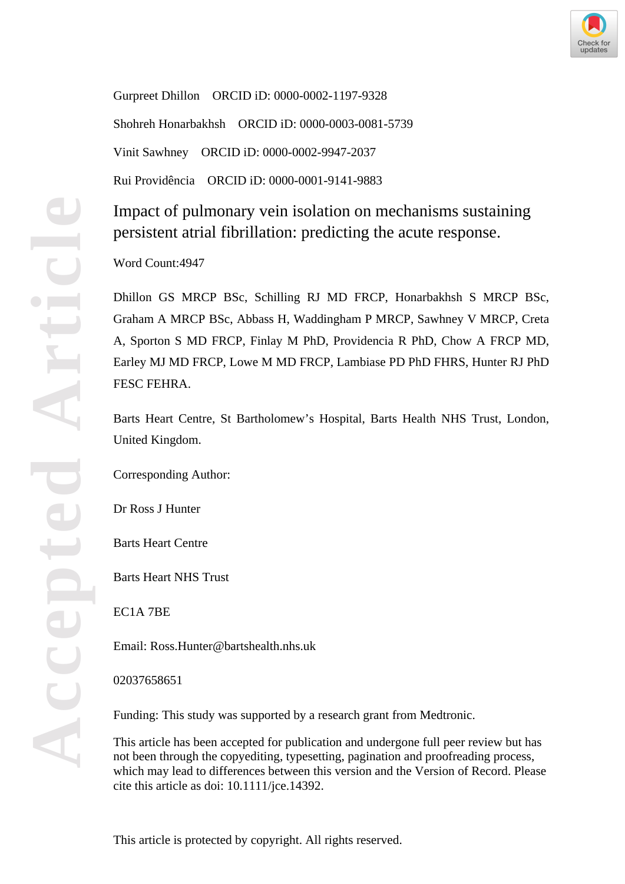Gurpreet Dhillon ORCID iD: 0000-0002-1197-9328

Shohreh Honarbakhsh ORCID iD: 0000-0003-0081-5739

Vinit Sawhney ORCID iD: 0000-0002-9947-2037

Rui Providência ORCID iD: 0000-0001-9141-9883

# Impact of pulmonary vein isolation on mechanisms sustaining persistent atrial fibrillation: predicting the acute response.

Word Count:4947

Dhillon GS MRCP BSc, Schilling RJ MD FRCP, Honarbakhsh S MRCP BSc, Graham A MRCP BSc, Abbass H, Waddingham P MRCP, Sawhney V MRCP, Creta A, Sporton S MD FRCP, Finlay M PhD, Providencia R PhD, Chow A FRCP MD, Earley MJ MD FRCP, Lowe M MD FRCP, Lambiase PD PhD FHRS, Hunter RJ PhD FESC FEHRA.

Barts Heart Centre, St Bartholomew's Hospital, Barts Health NHS Trust, London, United Kingdom.

Corresponding Author:

Dr Ross J Hunter

Barts Heart Centre

Barts Heart NHS Trust

EC1A 7BE

Email: Ross.Hunter@bartshealth.nhs.uk

02037658651

Funding: This study was supported by a research grant from Medtronic.

This article has been accepted for publication and undergone full peer review but has not been through the copyediting, typesetting, pagination and proofreading process, which may lead to differences between this version and the Version of Record. Please cite this article as doi: 10.1111/jce.14392.

This article is protected by copyright. All rights reserved.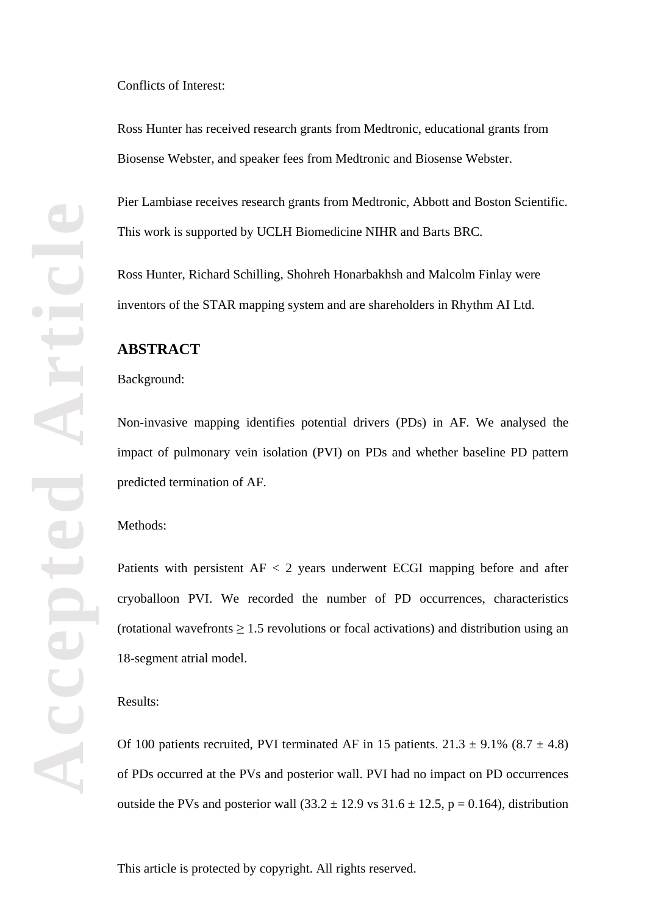Conflicts of Interest:

Ross Hunter has received research grants from Medtronic, educational grants from Biosense Webster, and speaker fees from Medtronic and Biosense Webster.

Pier Lambiase receives research grants from Medtronic, Abbott and Boston Scientific. This work is supported by UCLH Biomedicine NIHR and Barts BRC.

Ross Hunter, Richard Schilling, Shohreh Honarbakhsh and Malcolm Finlay were inventors of the STAR mapping system and are shareholders in Rhythm AI Ltd.

## ABSTRACT

Background:

Non-invasive mapping identifies potential drivers (PDs) in AF. We analysed the impact of pulmonary vein isolation (PVI) on PDs and whether baseline PD pattern predicted termination of AF.

Methods:

Patients with persistent AF < 2 years underwent ECGI mapping before and after cryoballoon PVI. We recorded the number of PD occurrences, characteristics (rotational wavefronts ≥ 1.5 revolutions or focal activations) and distribution using an 18-segment atrial model.

Results:

Of 100 patients recruited, PVI terminated AF in 15 patients. 21.3 ± 9.1% (8.7 ± 4.8) of PDs occurred at the PVs and posterior wall. PVI had no impact on PD occurrences outside the PVs and posterior wall (33.2 ± 12.9 vs 31.6 ± 12.5, $p = 0.164$), distribution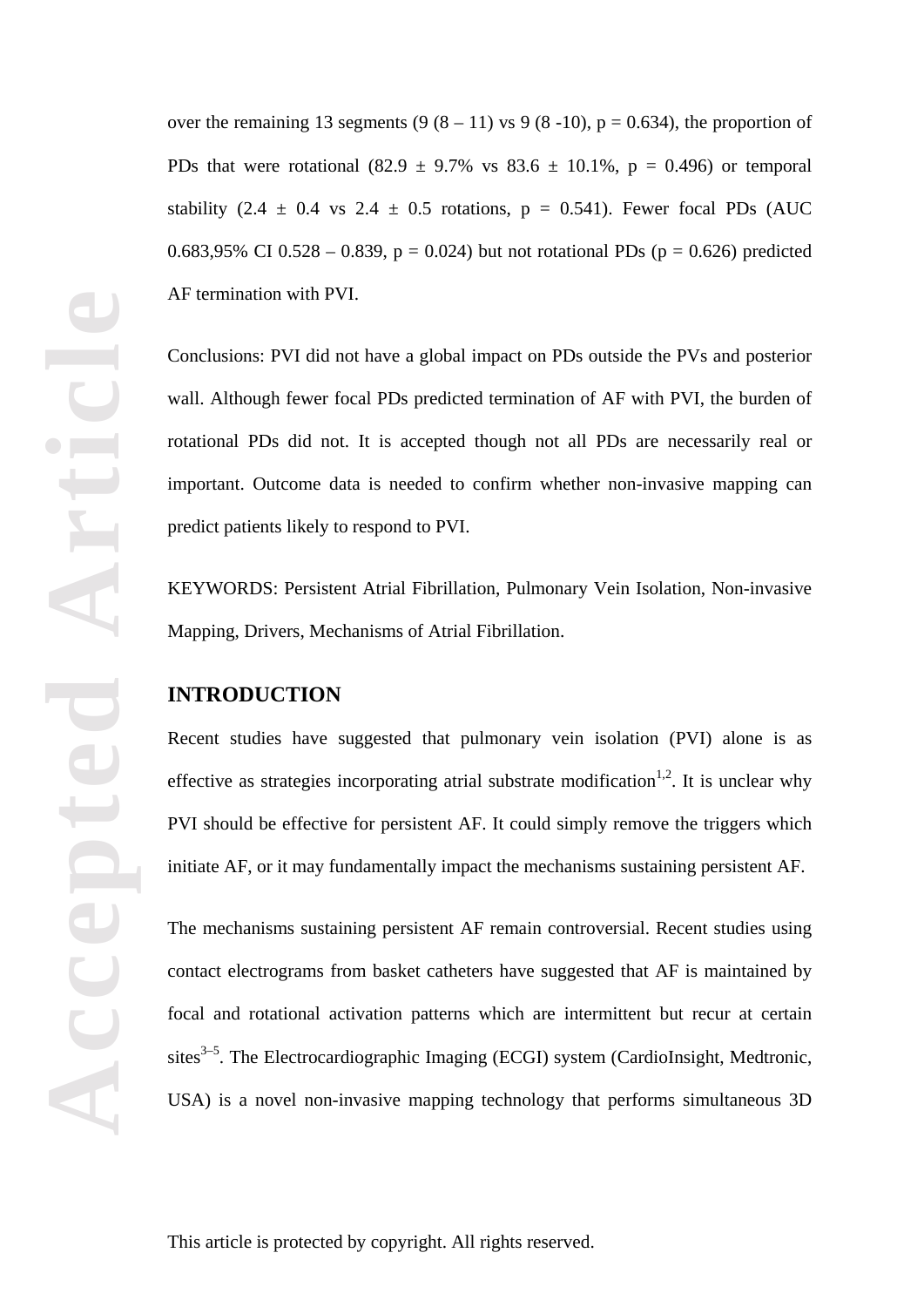over the remaining 13 segments (9 (8 – 11) vs 9 (8 -10), p = 0.634), the proportion of PDs that were rotational (82.9 ± 9.7% vs 83.6 ± 10.1%, p = 0.496) or temporal stability (2.4 ± 0.4 vs 2.4 ± 0.5 rotations, p = 0.541). Fewer focal PDs (AUC 0.683,95% CI 0.528 – 0.839, p = 0.024) but not rotational PDs (p = 0.626) predicted AF termination with PVI.

Conclusions: PVI did not have a global impact on PDs outside the PVs and posterior wall. Although fewer focal PDs predicted termination of AF with PVI, the burden of rotational PDs did not. It is accepted though not all PDs are necessarily real or important. Outcome data is needed to confirm whether non-invasive mapping can predict patients likely to respond to PVI.

KEYWORDS: Persistent Atrial Fibrillation, Pulmonary Vein Isolation, Non-invasive Mapping, Drivers, Mechanisms of Atrial Fibrillation.

## INTRODUCTION

Recent studies have suggested that pulmonary vein isolation (PVI) alone is as effective as strategies incorporating atrial substrate modification[1,2]. It is unclear why PVI should be effective for persistent AF. It could simply remove the triggers which initiate AF, or it may fundamentally impact the mechanisms sustaining persistent AF.

The mechanisms sustaining persistent AF remain controversial. Recent studies using contact electrograms from basket catheters have suggested that AF is maintained by focal and rotational activation patterns which are intermittent but recur at certain sites[3–5]. The Electrocardiographic Imaging (ECGI) system (CardioInsight, Medtronic, USA) is a novel non-invasive mapping technology that performs simultaneous 3D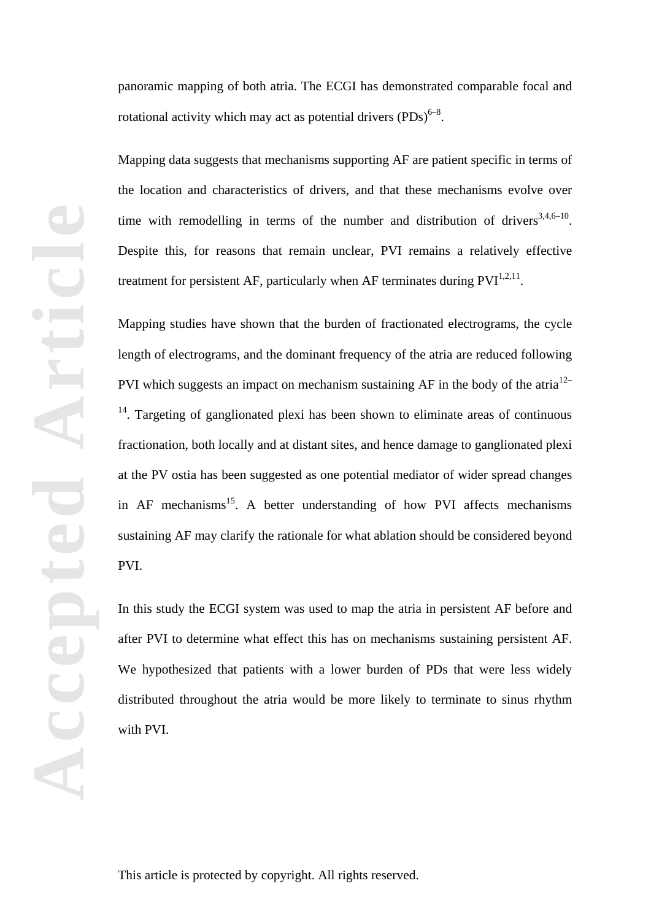panoramic mapping of both atria. The ECGI has demonstrated comparable focal and rotational activity which may act as potential drivers (PDs)[6–8].

Mapping data suggests that mechanisms supporting AF are patient specific in terms of the location and characteristics of drivers, and that these mechanisms evolve over time with remodelling in terms of the number and distribution of drivers[3,4,6–10]. Despite this, for reasons that remain unclear, PVI remains a relatively effective treatment for persistent AF, particularly when AF terminates during PVI[1,2,11].

Mapping studies have shown that the burden of fractionated electrograms, the cycle length of electrograms, and the dominant frequency of the atria are reduced following PVI which suggests an impact on mechanism sustaining AF in the body of the atria[12–14]. Targeting of ganglionated plexi has been shown to eliminate areas of continuous fractionation, both locally and at distant sites, and hence damage to ganglionated plexi at the PV ostia has been suggested as one potential mediator of wider spread changes in AF mechanisms[15]. A better understanding of how PVI affects mechanisms sustaining AF may clarify the rationale for what ablation should be considered beyond PVI.

In this study the ECGI system was used to map the atria in persistent AF before and after PVI to determine what effect this has on mechanisms sustaining persistent AF. We hypothesized that patients with a lower burden of PDs that were less widely distributed throughout the atria would be more likely to terminate to sinus rhythm with PVI.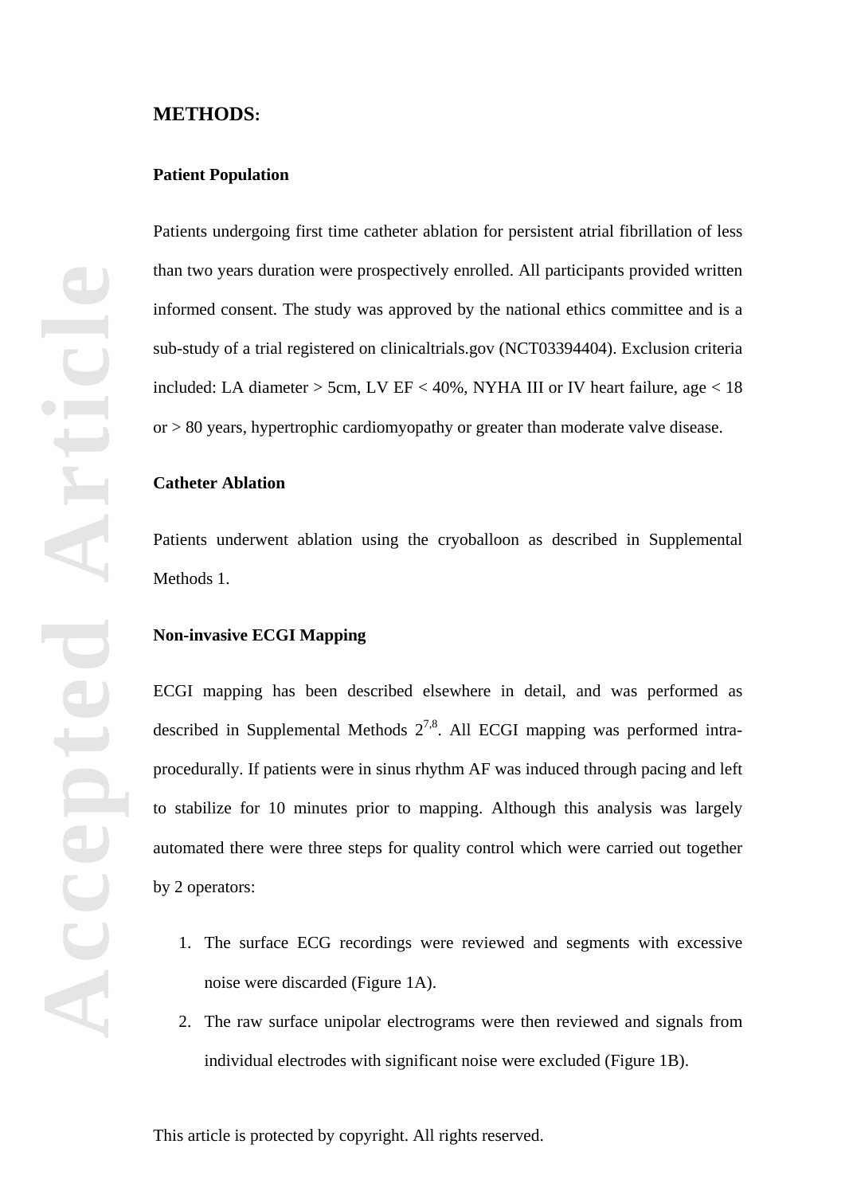## METHODS:

### Patient Population

Patients undergoing first time catheter ablation for persistent atrial fibrillation of less than two years duration were prospectively enrolled. All participants provided written informed consent. The study was approved by the national ethics committee and is a sub-study of a trial registered on clinicaltrials.gov (NCT03394404). Exclusion criteria included: LA diameter > 5cm, LV EF < 40%, NYHA III or IV heart failure, age < 18 or > 80 years, hypertrophic cardiomyopathy or greater than moderate valve disease.

### Catheter Ablation

Patients underwent ablation using the cryoballoon as described in Supplemental Methods 1.

### Non-invasive ECGI Mapping

ECGI mapping has been described elsewhere in detail, and was performed as described in Supplemental Methods 2[7,8]. All ECGI mapping was performed intra-procedurally. If patients were in sinus rhythm AF was induced through pacing and left to stabilize for 10 minutes prior to mapping. Although this analysis was largely automated there were three steps for quality control which were carried out together by 2 operators:

1. The surface ECG recordings were reviewed and segments with excessive noise were discarded (Figure 1A).
2. The raw surface unipolar electrograms were then reviewed and signals from individual electrodes with significant noise were excluded (Figure 1B).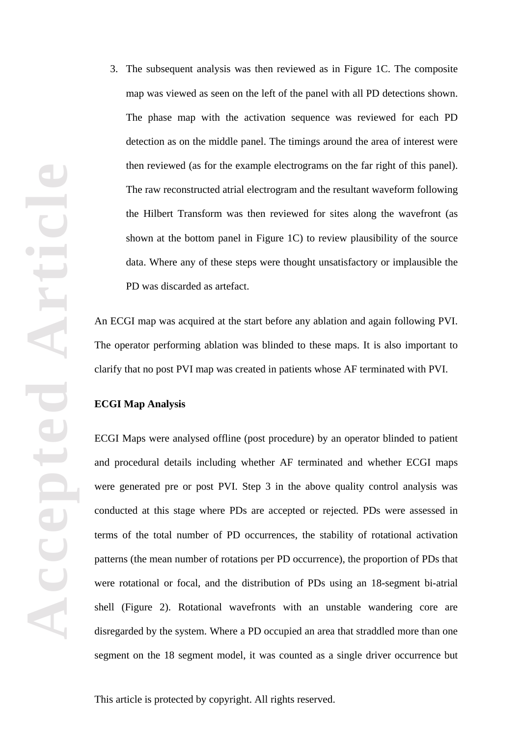3. The subsequent analysis was then reviewed as in Figure 1C. The composite map was viewed as seen on the left of the panel with all PD detections shown. The phase map with the activation sequence was reviewed for each PD detection as on the middle panel. The timings around the area of interest were then reviewed (as for the example electrograms on the far right of this panel). The raw reconstructed atrial electrogram and the resultant waveform following the Hilbert Transform was then reviewed for sites along the wavefront (as shown at the bottom panel in Figure 1C) to review plausibility of the source data. Where any of these steps were thought unsatisfactory or implausible the PD was discarded as artefact.

An ECGI map was acquired at the start before any ablation and again following PVI. The operator performing ablation was blinded to these maps. It is also important to clarify that no post PVI map was created in patients whose AF terminated with PVI.

**ECGI Map Analysis**

ECGI Maps were analysed offline (post procedure) by an operator blinded to patient and procedural details including whether AF terminated and whether ECGI maps were generated pre or post PVI. Step 3 in the above quality control analysis was conducted at this stage where PDs are accepted or rejected. PDs were assessed in terms of the total number of PD occurrences, the stability of rotational activation patterns (the mean number of rotations per PD occurrence), the proportion of PDs that were rotational or focal, and the distribution of PDs using an 18-segment bi-atrial shell (Figure 2). Rotational wavefronts with an unstable wandering core are disregarded by the system. Where a PD occupied an area that straddled more than one segment on the 18 segment model, it was counted as a single driver occurrence but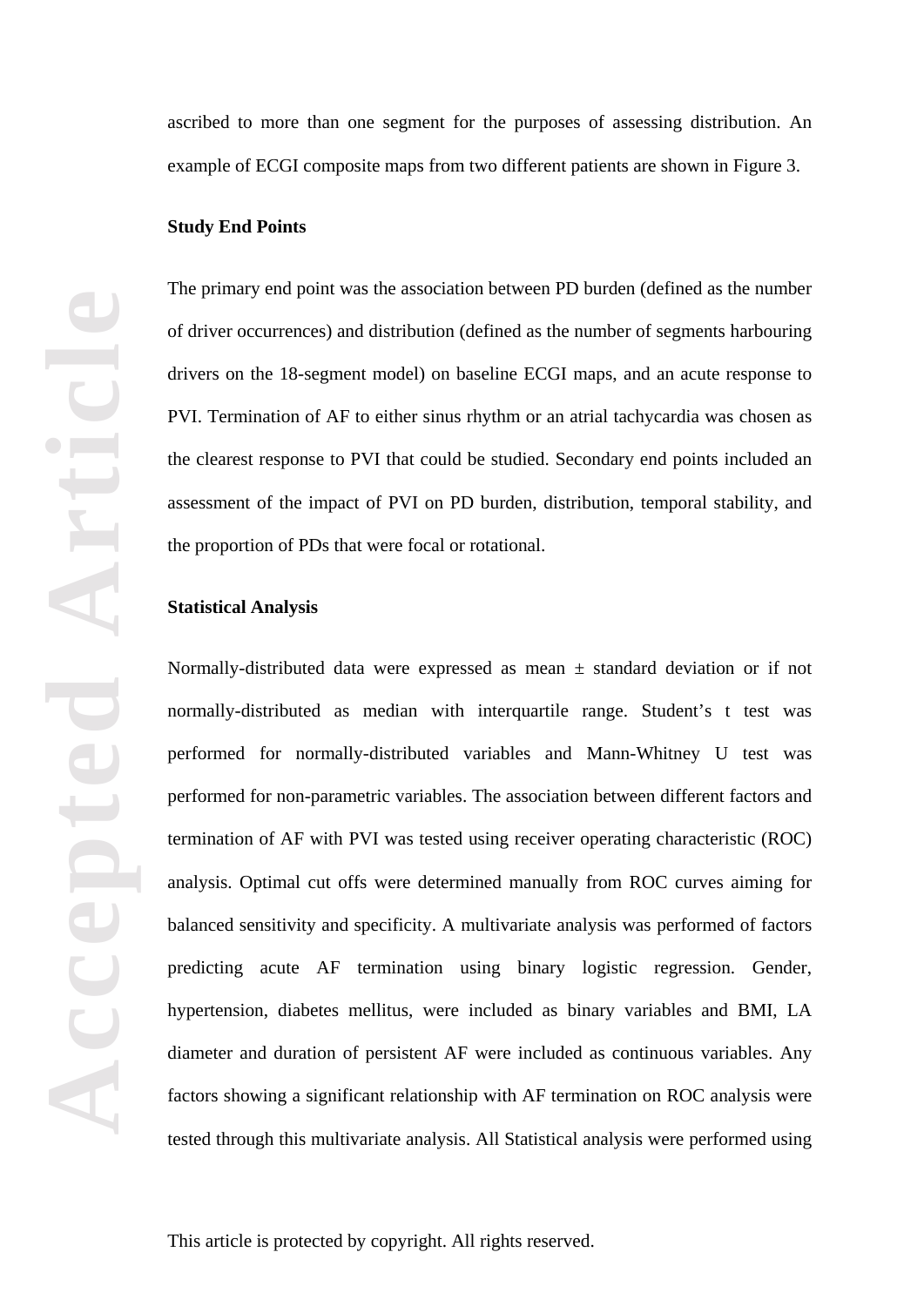ascribed to more than one segment for the purposes of assessing distribution. An example of ECGI composite maps from two different patients are shown in Figure 3.

**Study End Points**

The primary end point was the association between PD burden (defined as the number of driver occurrences) and distribution (defined as the number of segments harbouring drivers on the 18-segment model) on baseline ECGI maps, and an acute response to PVI. Termination of AF to either sinus rhythm or an atrial tachycardia was chosen as the clearest response to PVI that could be studied. Secondary end points included an assessment of the impact of PVI on PD burden, distribution, temporal stability, and the proportion of PDs that were focal or rotational.

**Statistical Analysis**

Normally-distributed data were expressed as mean ± standard deviation or if not normally-distributed as median with interquartile range. Student's t test was performed for normally-distributed variables and Mann-Whitney U test was performed for non-parametric variables. The association between different factors and termination of AF with PVI was tested using receiver operating characteristic (ROC) analysis. Optimal cut offs were determined manually from ROC curves aiming for balanced sensitivity and specificity. A multivariate analysis was performed of factors predicting acute AF termination using binary logistic regression. Gender, hypertension, diabetes mellitus, were included as binary variables and BMI, LA diameter and duration of persistent AF were included as continuous variables. Any factors showing a significant relationship with AF termination on ROC analysis were tested through this multivariate analysis. All Statistical analysis were performed using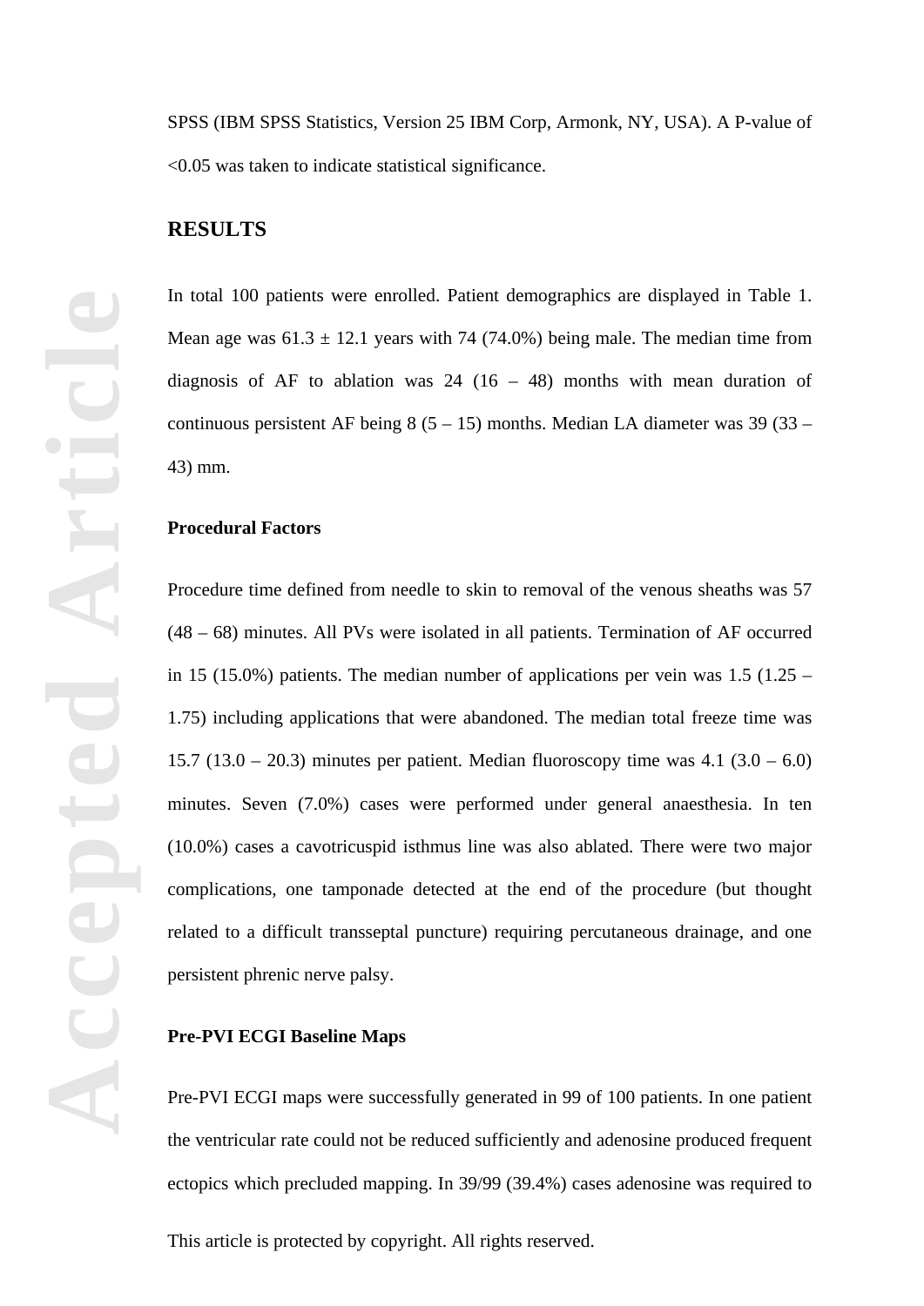SPSS (IBM SPSS Statistics, Version 25 IBM Corp, Armonk, NY, USA). A P-value of <0.05 was taken to indicate statistical significance.

## RESULTS

In total 100 patients were enrolled. Patient demographics are displayed in Table 1. Mean age was 61.3 ± 12.1 years with 74 (74.0%) being male. The median time from diagnosis of AF to ablation was 24 (16 – 48) months with mean duration of continuous persistent AF being 8 (5 – 15) months. Median LA diameter was 39 (33 – 43) mm.

### Procedural Factors

Procedure time defined from needle to skin to removal of the venous sheaths was 57 (48 – 68) minutes. All PVs were isolated in all patients. Termination of AF occurred in 15 (15.0%) patients. The median number of applications per vein was 1.5 (1.25 – 1.75) including applications that were abandoned. The median total freeze time was 15.7 (13.0 – 20.3) minutes per patient. Median fluoroscopy time was 4.1 (3.0 – 6.0) minutes. Seven (7.0%) cases were performed under general anaesthesia. In ten (10.0%) cases a cavotricuspid isthmus line was also ablated. There were two major complications, one tamponade detected at the end of the procedure (but thought related to a difficult transseptal puncture) requiring percutaneous drainage, and one persistent phrenic nerve palsy.

### Pre-PVI ECGI Baseline Maps

Pre-PVI ECGI maps were successfully generated in 99 of 100 patients. In one patient the ventricular rate could not be reduced sufficiently and adenosine produced frequent ectopics which precluded mapping. In 39/99 (39.4%) cases adenosine was required to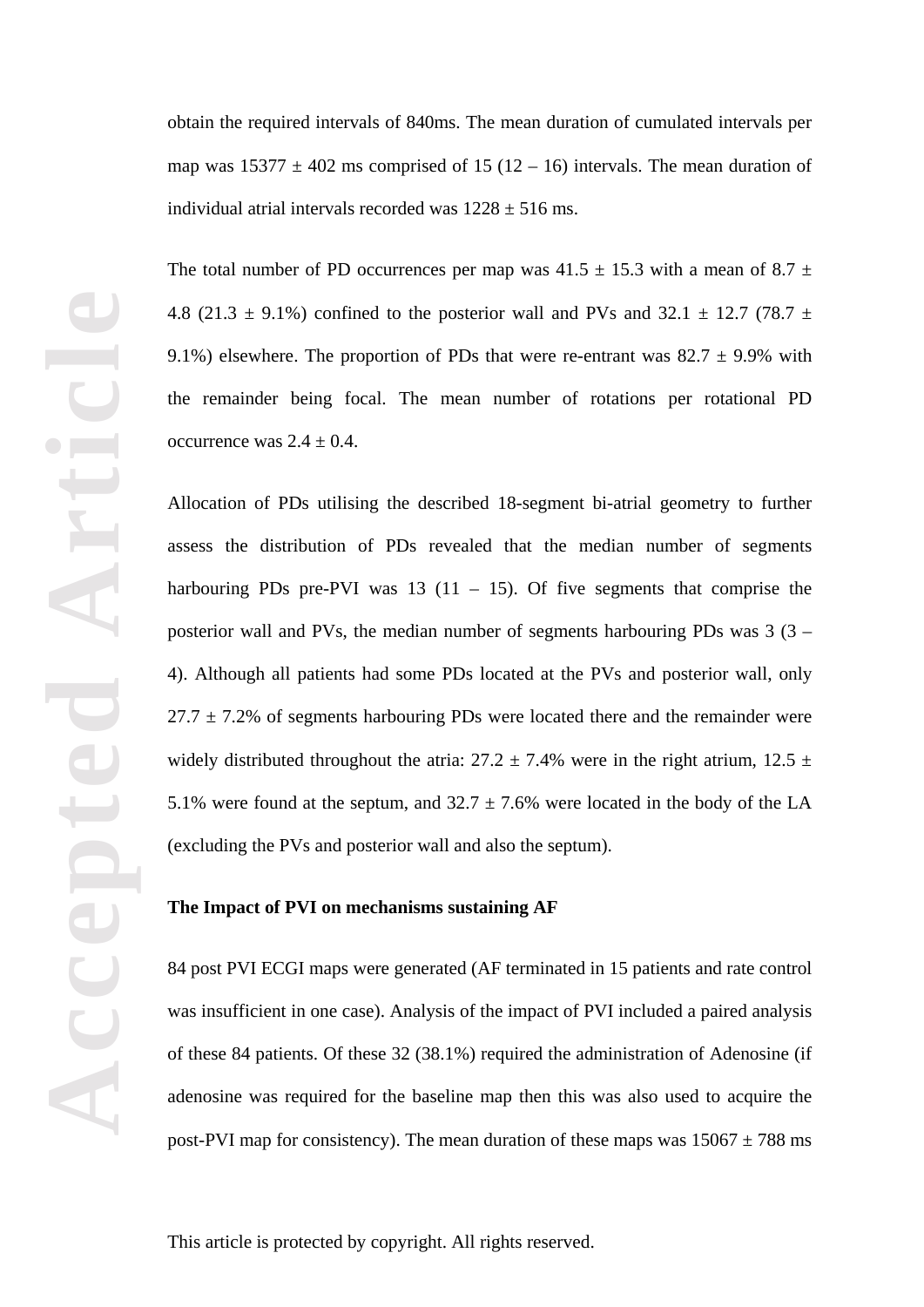obtain the required intervals of 840ms. The mean duration of cumulated intervals per map was 15377 ± 402 ms comprised of 15 (12 – 16) intervals. The mean duration of individual atrial intervals recorded was 1228 ± 516 ms.

The total number of PD occurrences per map was 41.5 ± 15.3 with a mean of 8.7 ± 4.8 (21.3 ± 9.1%) confined to the posterior wall and PVs and 32.1 ± 12.7 (78.7 ± 9.1%) elsewhere. The proportion of PDs that were re-entrant was 82.7 ± 9.9% with the remainder being focal. The mean number of rotations per rotational PD occurrence was 2.4 ± 0.4.

Allocation of PDs utilising the described 18-segment bi-atrial geometry to further assess the distribution of PDs revealed that the median number of segments harbouring PDs pre-PVI was 13 (11 – 15). Of five segments that comprise the posterior wall and PVs, the median number of segments harbouring PDs was 3 (3 – 4). Although all patients had some PDs located at the PVs and posterior wall, only 27.7 ± 7.2% of segments harbouring PDs were located there and the remainder were widely distributed throughout the atria: 27.2 ± 7.4% were in the right atrium, 12.5 ± 5.1% were found at the septum, and 32.7 ± 7.6% were located in the body of the LA (excluding the PVs and posterior wall and also the septum).

**The Impact of PVI on mechanisms sustaining AF**

84 post PVI ECGI maps were generated (AF terminated in 15 patients and rate control was insufficient in one case). Analysis of the impact of PVI included a paired analysis of these 84 patients. Of these 32 (38.1%) required the administration of Adenosine (if adenosine was required for the baseline map then this was also used to acquire the post-PVI map for consistency). The mean duration of these maps was 15067 ± 788 ms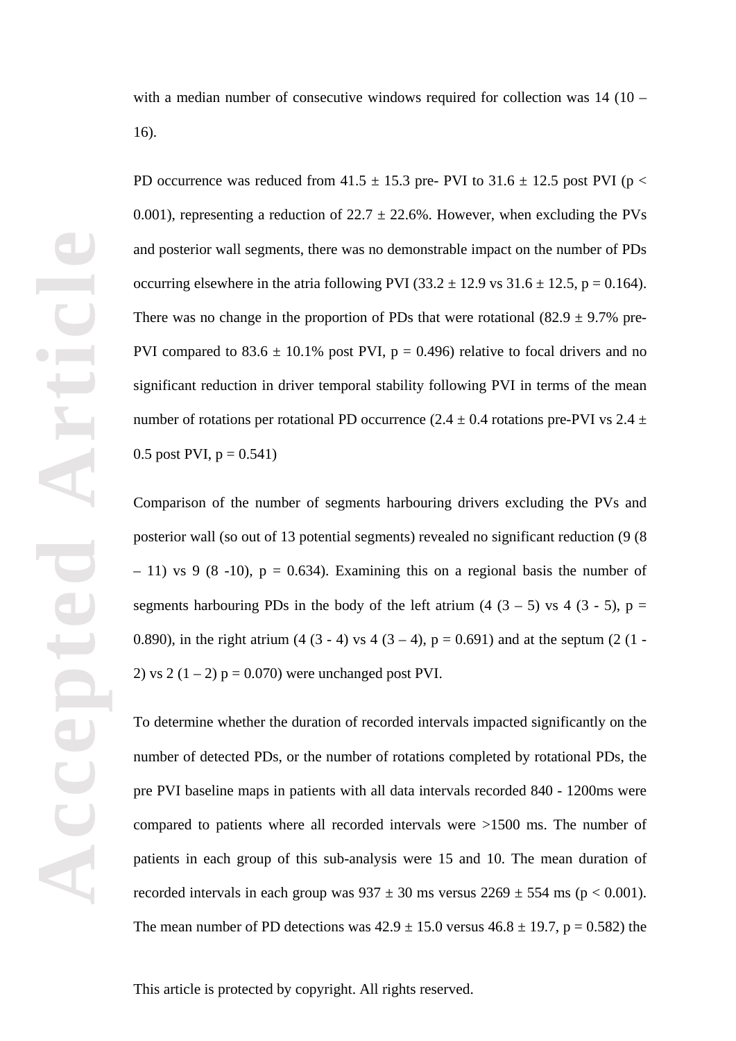with a median number of consecutive windows required for collection was 14 (10 – 16).

PD occurrence was reduced from 41.5 ± 15.3 pre- PVI to 31.6 ± 12.5 post PVI ($p < 0.001$), representing a reduction of 22.7 ± 22.6%. However, when excluding the PVs and posterior wall segments, there was no demonstrable impact on the number of PDs occurring elsewhere in the atria following PVI (33.2 ± 12.9 vs 31.6 ± 12.5, $p = 0.164$). There was no change in the proportion of PDs that were rotational (82.9 ± 9.7% pre-PVI compared to 83.6 ± 10.1% post PVI, $p = 0.496$) relative to focal drivers and no significant reduction in driver temporal stability following PVI in terms of the mean number of rotations per rotational PD occurrence (2.4 ± 0.4 rotations pre-PVI vs 2.4 ± 0.5 post PVI, $p = 0.541$)

Comparison of the number of segments harbouring drivers excluding the PVs and posterior wall (so out of 13 potential segments) revealed no significant reduction (9 (8 – 11) vs 9 (8 -10), $p = 0.634$). Examining this on a regional basis the number of segments harbouring PDs in the body of the left atrium (4 (3 – 5) vs 4 (3 - 5), $p = 0.890$), in the right atrium (4 (3 - 4) vs 4 (3 – 4), $p = 0.691$) and at the septum (2 (1 - 2) vs 2 (1 – 2) $p = 0.070$) were unchanged post PVI.

To determine whether the duration of recorded intervals impacted significantly on the number of detected PDs, or the number of rotations completed by rotational PDs, the pre PVI baseline maps in patients with all data intervals recorded 840 - 1200ms were compared to patients where all recorded intervals were >1500 ms. The number of patients in each group of this sub-analysis were 15 and 10. The mean duration of recorded intervals in each group was 937 ± 30 ms versus 2269 ± 554 ms ($p < 0.001$). The mean number of PD detections was 42.9 ± 15.0 versus 46.8 ± 19.7, $p = 0.582$) the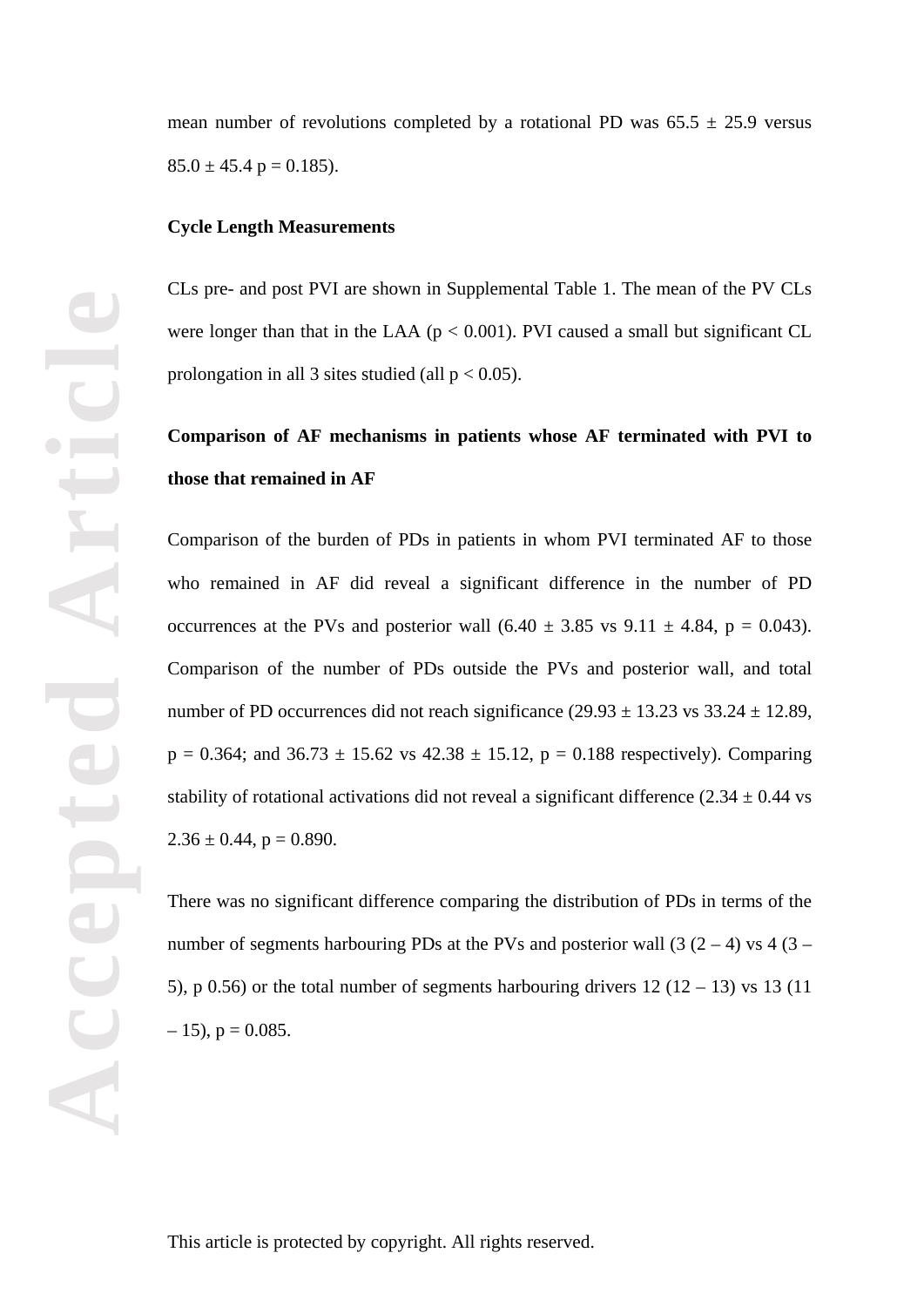mean number of revolutions completed by a rotational PD was 65.5 ± 25.9 versus 85.0 ± 45.4 p = 0.185).

**Cycle Length Measurements**

CLs pre- and post PVI are shown in Supplemental Table 1. The mean of the PV CLs were longer than that in the LAA ($p < 0.001$). PVI caused a small but significant CL prolongation in all 3 sites studied (all $p < 0.05$).

**Comparison of AF mechanisms in patients whose AF terminated with PVI to those that remained in AF**

Comparison of the burden of PDs in patients in whom PVI terminated AF to those who remained in AF did reveal a significant difference in the number of PD occurrences at the PVs and posterior wall (6.40 ± 3.85 vs 9.11 ± 4.84, p = 0.043). Comparison of the number of PDs outside the PVs and posterior wall, and total number of PD occurrences did not reach significance (29.93 ± 13.23 vs 33.24 ± 12.89, p = 0.364; and 36.73 ± 15.62 vs 42.38 ± 15.12, p = 0.188 respectively). Comparing stability of rotational activations did not reveal a significant difference (2.34 ± 0.44 vs 2.36 ± 0.44, p = 0.890.

There was no significant difference comparing the distribution of PDs in terms of the number of segments harbouring PDs at the PVs and posterior wall (3 (2 – 4) vs 4 (3 – 5), p 0.56) or the total number of segments harbouring drivers 12 (12 – 13) vs 13 (11 – 15), p = 0.085.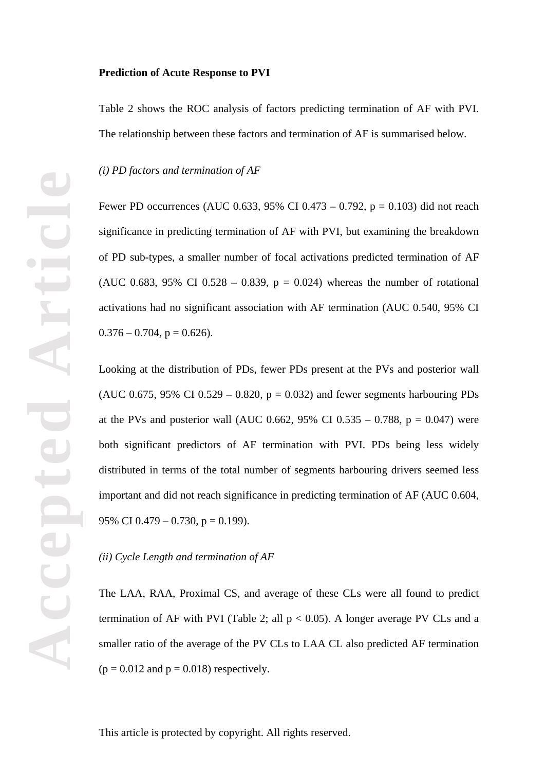**Prediction of Acute Response to PVI**

Table 2 shows the ROC analysis of factors predicting termination of AF with PVI. The relationship between these factors and termination of AF is summarised below.

*(i) PD factors and termination of AF*

Fewer PD occurrences (AUC 0.633, 95% CI 0.473 – 0.792, $p = 0.103$) did not reach significance in predicting termination of AF with PVI, but examining the breakdown of PD sub-types, a smaller number of focal activations predicted termination of AF (AUC 0.683, 95% CI 0.528 – 0.839, $p = 0.024$) whereas the number of rotational activations had no significant association with AF termination (AUC 0.540, 95% CI 0.376 – 0.704, $p = 0.626$).

Looking at the distribution of PDs, fewer PDs present at the PVs and posterior wall (AUC 0.675, 95% CI 0.529 – 0.820, $p = 0.032$) and fewer segments harbouring PDs at the PVs and posterior wall (AUC 0.662, 95% CI 0.535 – 0.788, $p = 0.047$) were both significant predictors of AF termination with PVI. PDs being less widely distributed in terms of the total number of segments harbouring drivers seemed less important and did not reach significance in predicting termination of AF (AUC 0.604, 95% CI 0.479 – 0.730, $p = 0.199$).

*(ii) Cycle Length and termination of AF*

The LAA, RAA, Proximal CS, and average of these CLs were all found to predict termination of AF with PVI (Table 2; all $p < 0.05$). A longer average PV CLs and a smaller ratio of the average of the PV CLs to LAA CL also predicted AF termination ($p = 0.012$ and $p = 0.018$) respectively.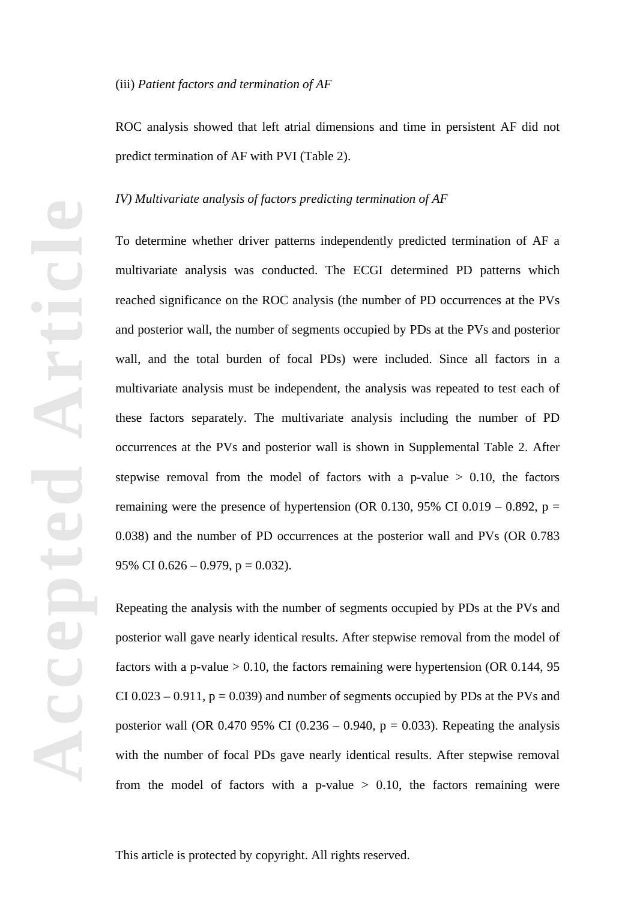(iii) *Patient factors and termination of AF*

ROC analysis showed that left atrial dimensions and time in persistent AF did not predict termination of AF with PVI (Table 2).

*IV) Multivariate analysis of factors predicting termination of AF*

To determine whether driver patterns independently predicted termination of AF a multivariate analysis was conducted. The ECGI determined PD patterns which reached significance on the ROC analysis (the number of PD occurrences at the PVs and posterior wall, the number of segments occupied by PDs at the PVs and posterior wall, and the total burden of focal PDs) were included. Since all factors in a multivariate analysis must be independent, the analysis was repeated to test each of these factors separately. The multivariate analysis including the number of PD occurrences at the PVs and posterior wall is shown in Supplemental Table 2. After stepwise removal from the model of factors with a p-value > 0.10, the factors remaining were the presence of hypertension (OR 0.130, 95% CI 0.019 – 0.892, p = 0.038) and the number of PD occurrences at the posterior wall and PVs (OR 0.783 95% CI 0.626 – 0.979, p = 0.032).

Repeating the analysis with the number of segments occupied by PDs at the PVs and posterior wall gave nearly identical results. After stepwise removal from the model of factors with a p-value > 0.10, the factors remaining were hypertension (OR 0.144, 95 CI 0.023 – 0.911, p = 0.039) and number of segments occupied by PDs at the PVs and posterior wall (OR 0.470 95% CI (0.236 – 0.940, p = 0.033). Repeating the analysis with the number of focal PDs gave nearly identical results. After stepwise removal from the model of factors with a p-value > 0.10, the factors remaining were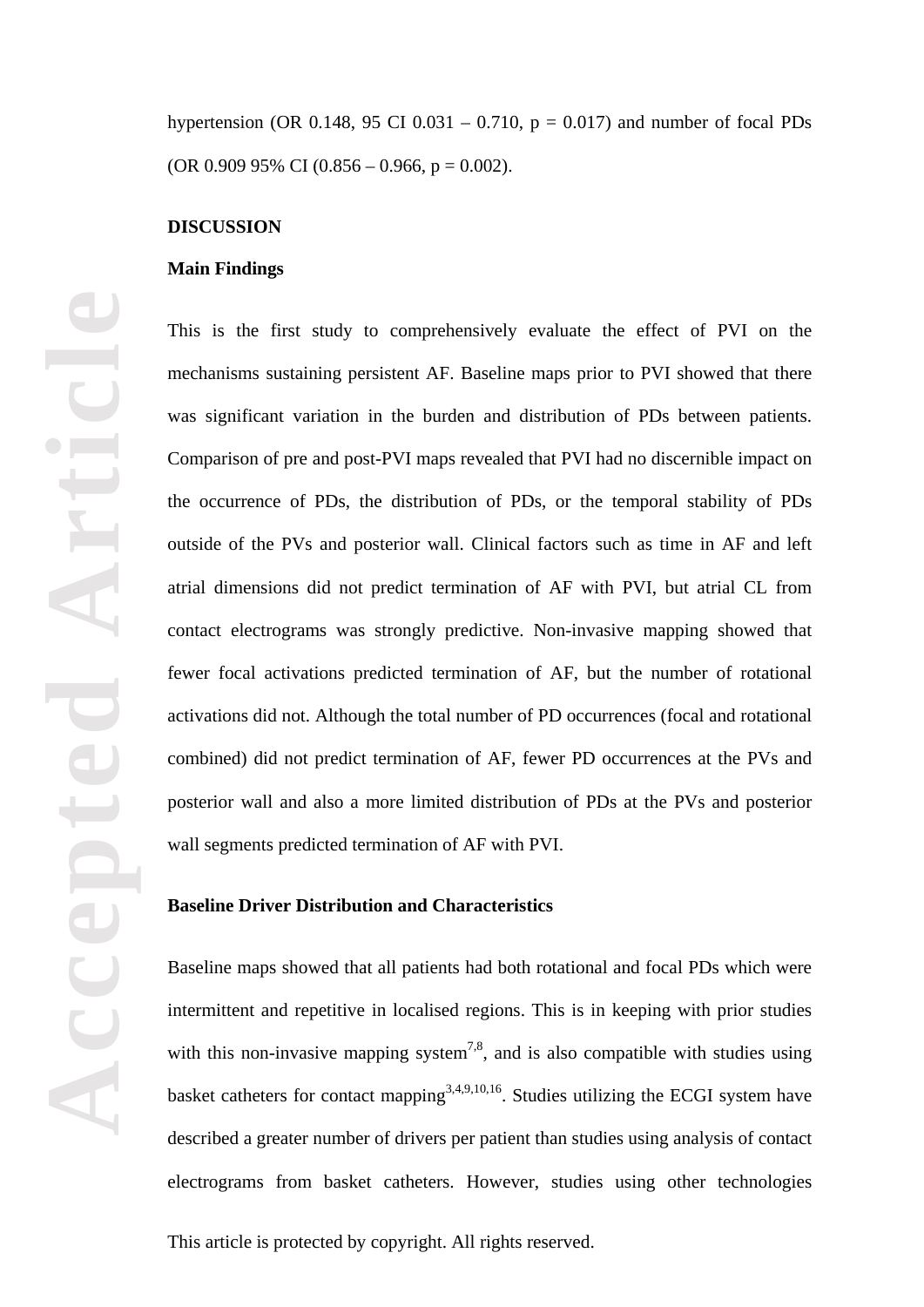hypertension (OR 0.148, 95 CI 0.031 – 0.710, p = 0.017) and number of focal PDs (OR 0.909 95% CI (0.856 – 0.966, p = 0.002).

## DISCUSSION

### Main Findings

This is the first study to comprehensively evaluate the effect of PVI on the mechanisms sustaining persistent AF. Baseline maps prior to PVI showed that there was significant variation in the burden and distribution of PDs between patients. Comparison of pre and post-PVI maps revealed that PVI had no discernible impact on the occurrence of PDs, the distribution of PDs, or the temporal stability of PDs outside of the PVs and posterior wall. Clinical factors such as time in AF and left atrial dimensions did not predict termination of AF with PVI, but atrial CL from contact electrograms was strongly predictive. Non-invasive mapping showed that fewer focal activations predicted termination of AF, but the number of rotational activations did not. Although the total number of PD occurrences (focal and rotational combined) did not predict termination of AF, fewer PD occurrences at the PVs and posterior wall and also a more limited distribution of PDs at the PVs and posterior wall segments predicted termination of AF with PVI.

### Baseline Driver Distribution and Characteristics

Baseline maps showed that all patients had both rotational and focal PDs which were intermittent and repetitive in localised regions. This is in keeping with prior studies with this non-invasive mapping system[7,8], and is also compatible with studies using basket catheters for contact mapping[3,4,9,10,16]. Studies utilizing the ECGI system have described a greater number of drivers per patient than studies using analysis of contact electrograms from basket catheters. However, studies using other technologies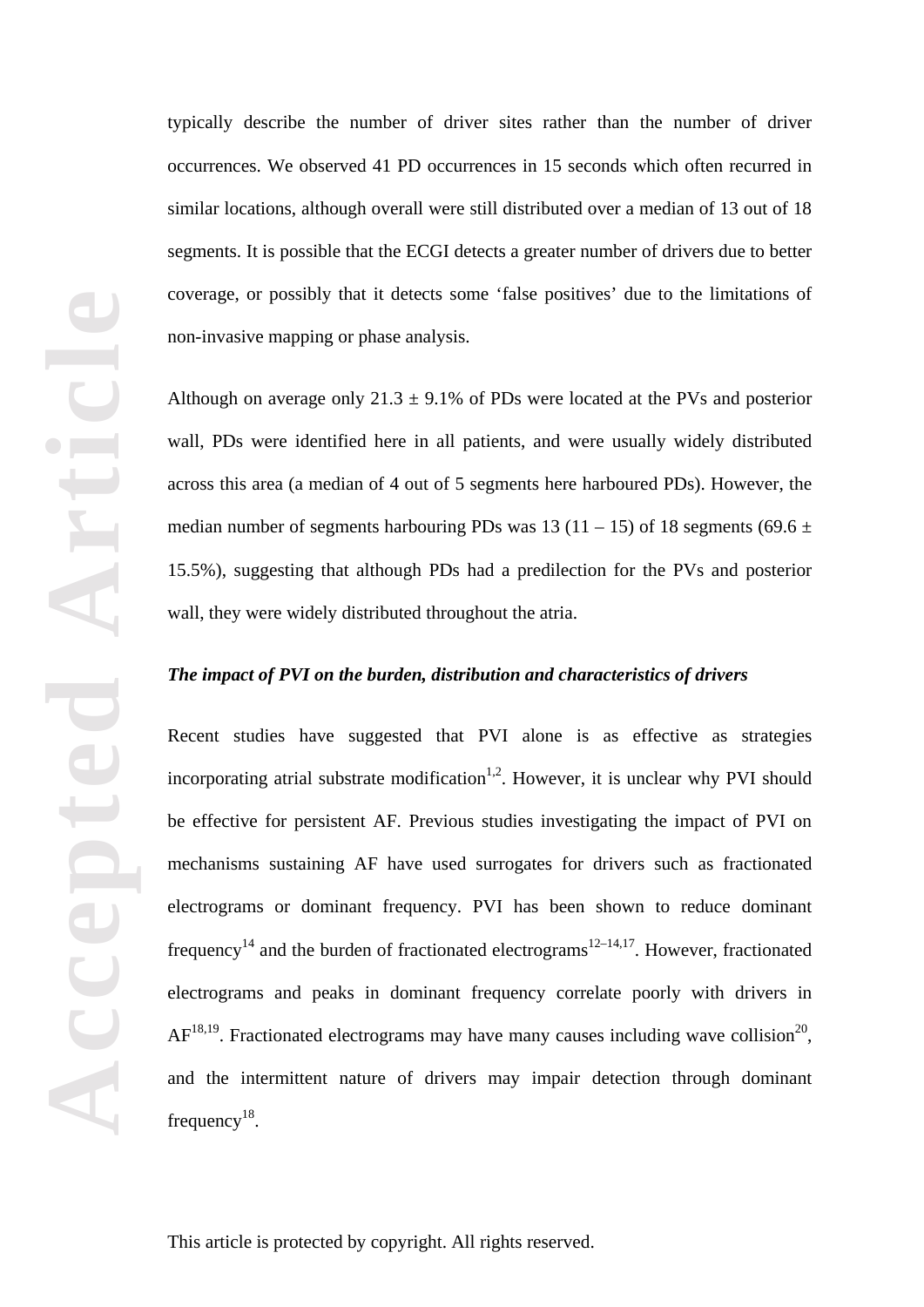typically describe the number of driver sites rather than the number of driver occurrences. We observed 41 PD occurrences in 15 seconds which often recurred in similar locations, although overall were still distributed over a median of 13 out of 18 segments. It is possible that the ECGI detects a greater number of drivers due to better coverage, or possibly that it detects some 'false positives' due to the limitations of non-invasive mapping or phase analysis.

Although on average only 21.3 ± 9.1% of PDs were located at the PVs and posterior wall, PDs were identified here in all patients, and were usually widely distributed across this area (a median of 4 out of 5 segments here harboured PDs). However, the median number of segments harbouring PDs was 13 (11 – 15) of 18 segments (69.6 ± 15.5%), suggesting that although PDs had a predilection for the PVs and posterior wall, they were widely distributed throughout the atria.

***The impact of PVI on the burden, distribution and characteristics of drivers***

Recent studies have suggested that PVI alone is as effective as strategies incorporating atrial substrate modification[1,2]. However, it is unclear why PVI should be effective for persistent AF. Previous studies investigating the impact of PVI on mechanisms sustaining AF have used surrogates for drivers such as fractionated electrograms or dominant frequency. PVI has been shown to reduce dominant frequency[14] and the burden of fractionated electrograms[12–14,17]. However, fractionated electrograms and peaks in dominant frequency correlate poorly with drivers in AF[18,19]. Fractionated electrograms may have many causes including wave collision[20], and the intermittent nature of drivers may impair detection through dominant frequency[18].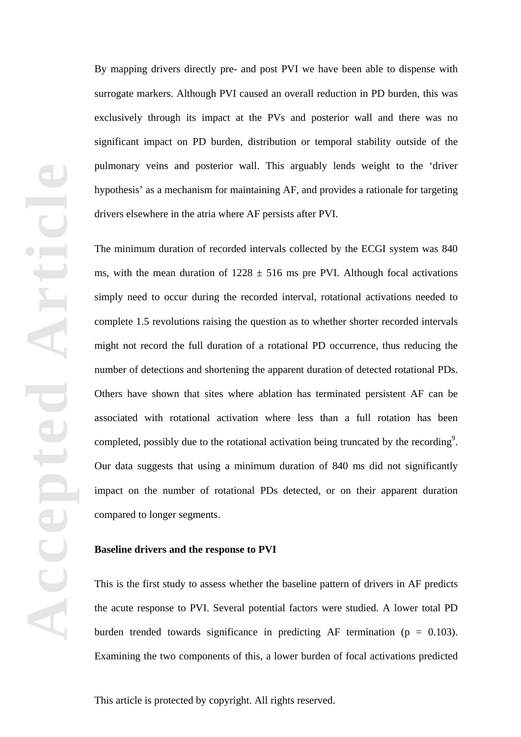By mapping drivers directly pre- and post PVI we have been able to dispense with surrogate markers. Although PVI caused an overall reduction in PD burden, this was exclusively through its impact at the PVs and posterior wall and there was no significant impact on PD burden, distribution or temporal stability outside of the pulmonary veins and posterior wall. This arguably lends weight to the 'driver hypothesis' as a mechanism for maintaining AF, and provides a rationale for targeting drivers elsewhere in the atria where AF persists after PVI.

The minimum duration of recorded intervals collected by the ECGI system was 840 ms, with the mean duration of 1228 ± 516 ms pre PVI. Although focal activations simply need to occur during the recorded interval, rotational activations needed to complete 1.5 revolutions raising the question as to whether shorter recorded intervals might not record the full duration of a rotational PD occurrence, thus reducing the number of detections and shortening the apparent duration of detected rotational PDs. Others have shown that sites where ablation has terminated persistent AF can be associated with rotational activation where less than a full rotation has been completed, possibly due to the rotational activation being truncated by the recording[9]. Our data suggests that using a minimum duration of 840 ms did not significantly impact on the number of rotational PDs detected, or on their apparent duration compared to longer segments.

**Baseline drivers and the response to PVI**

This is the first study to assess whether the baseline pattern of drivers in AF predicts the acute response to PVI. Several potential factors were studied. A lower total PD burden trended towards significance in predicting AF termination ($p = 0.103$). Examining the two components of this, a lower burden of focal activations predicted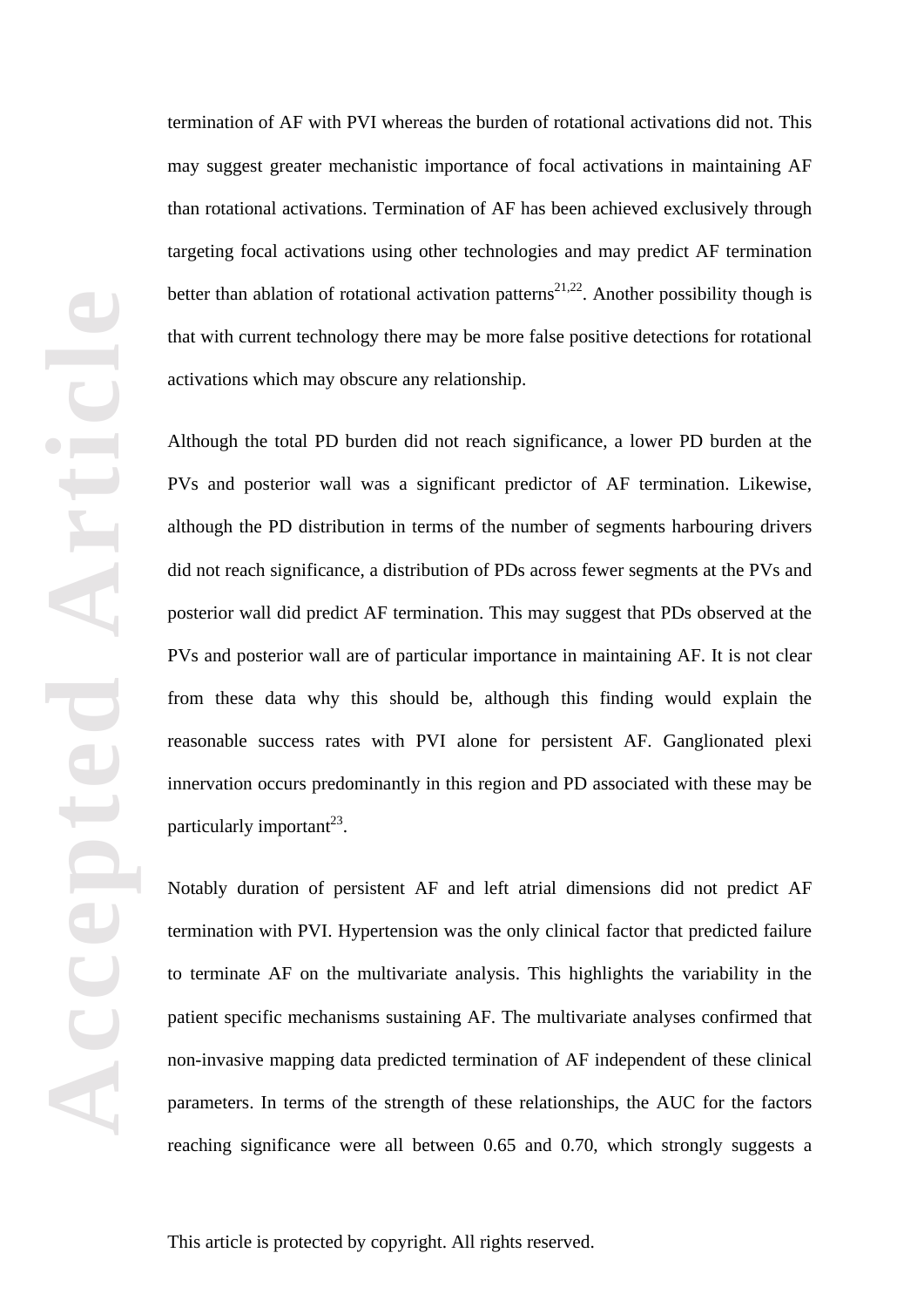termination of AF with PVI whereas the burden of rotational activations did not. This may suggest greater mechanistic importance of focal activations in maintaining AF than rotational activations. Termination of AF has been achieved exclusively through targeting focal activations using other technologies and may predict AF termination better than ablation of rotational activation patterns[21,22]. Another possibility though is that with current technology there may be more false positive detections for rotational activations which may obscure any relationship.

Although the total PD burden did not reach significance, a lower PD burden at the PVs and posterior wall was a significant predictor of AF termination. Likewise, although the PD distribution in terms of the number of segments harbouring drivers did not reach significance, a distribution of PDs across fewer segments at the PVs and posterior wall did predict AF termination. This may suggest that PDs observed at the PVs and posterior wall are of particular importance in maintaining AF. It is not clear from these data why this should be, although this finding would explain the reasonable success rates with PVI alone for persistent AF. Ganglionated plexi innervation occurs predominantly in this region and PD associated with these may be particularly important[23].

Notably duration of persistent AF and left atrial dimensions did not predict AF termination with PVI. Hypertension was the only clinical factor that predicted failure to terminate AF on the multivariate analysis. This highlights the variability in the patient specific mechanisms sustaining AF. The multivariate analyses confirmed that non-invasive mapping data predicted termination of AF independent of these clinical parameters. In terms of the strength of these relationships, the AUC for the factors reaching significance were all between 0.65 and 0.70, which strongly suggests a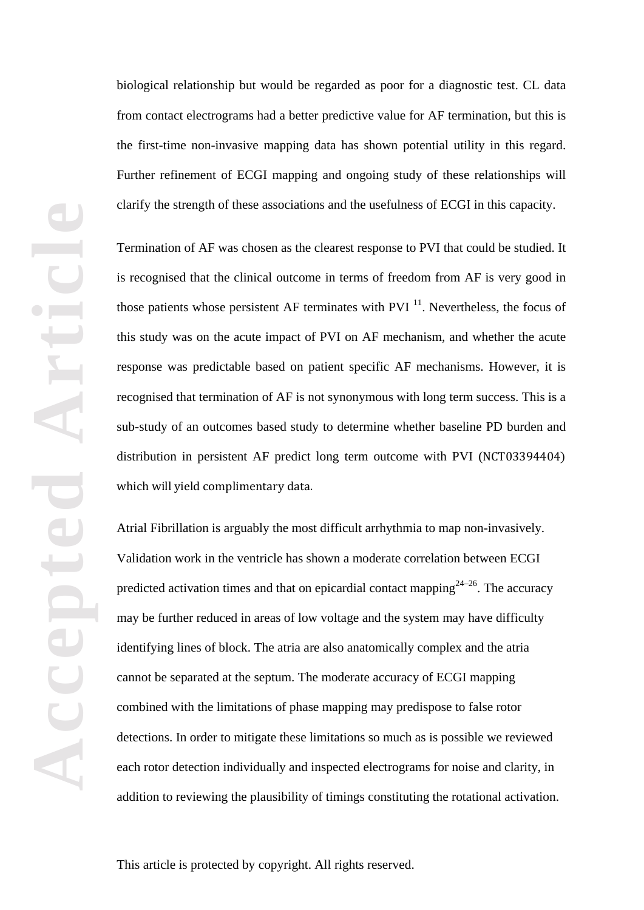biological relationship but would be regarded as poor for a diagnostic test. CL data from contact electrograms had a better predictive value for AF termination, but this is the first-time non-invasive mapping data has shown potential utility in this regard. Further refinement of ECGI mapping and ongoing study of these relationships will clarify the strength of these associations and the usefulness of ECGI in this capacity.

Termination of AF was chosen as the clearest response to PVI that could be studied. It is recognised that the clinical outcome in terms of freedom from AF is very good in those patients whose persistent AF terminates with PVI [11]. Nevertheless, the focus of this study was on the acute impact of PVI on AF mechanism, and whether the acute response was predictable based on patient specific AF mechanisms. However, it is recognised that termination of AF is not synonymous with long term success. This is a sub-study of an outcomes based study to determine whether baseline PD burden and distribution in persistent AF predict long term outcome with PVI (NCT03394404) which will yield complimentary data.

Atrial Fibrillation is arguably the most difficult arrhythmia to map non-invasively. Validation work in the ventricle has shown a moderate correlation between ECGI predicted activation times and that on epicardial contact mapping[24–26]. The accuracy may be further reduced in areas of low voltage and the system may have difficulty identifying lines of block. The atria are also anatomically complex and the atria cannot be separated at the septum. The moderate accuracy of ECGI mapping combined with the limitations of phase mapping may predispose to false rotor detections. In order to mitigate these limitations so much as is possible we reviewed each rotor detection individually and inspected electrograms for noise and clarity, in addition to reviewing the plausibility of timings constituting the rotational activation.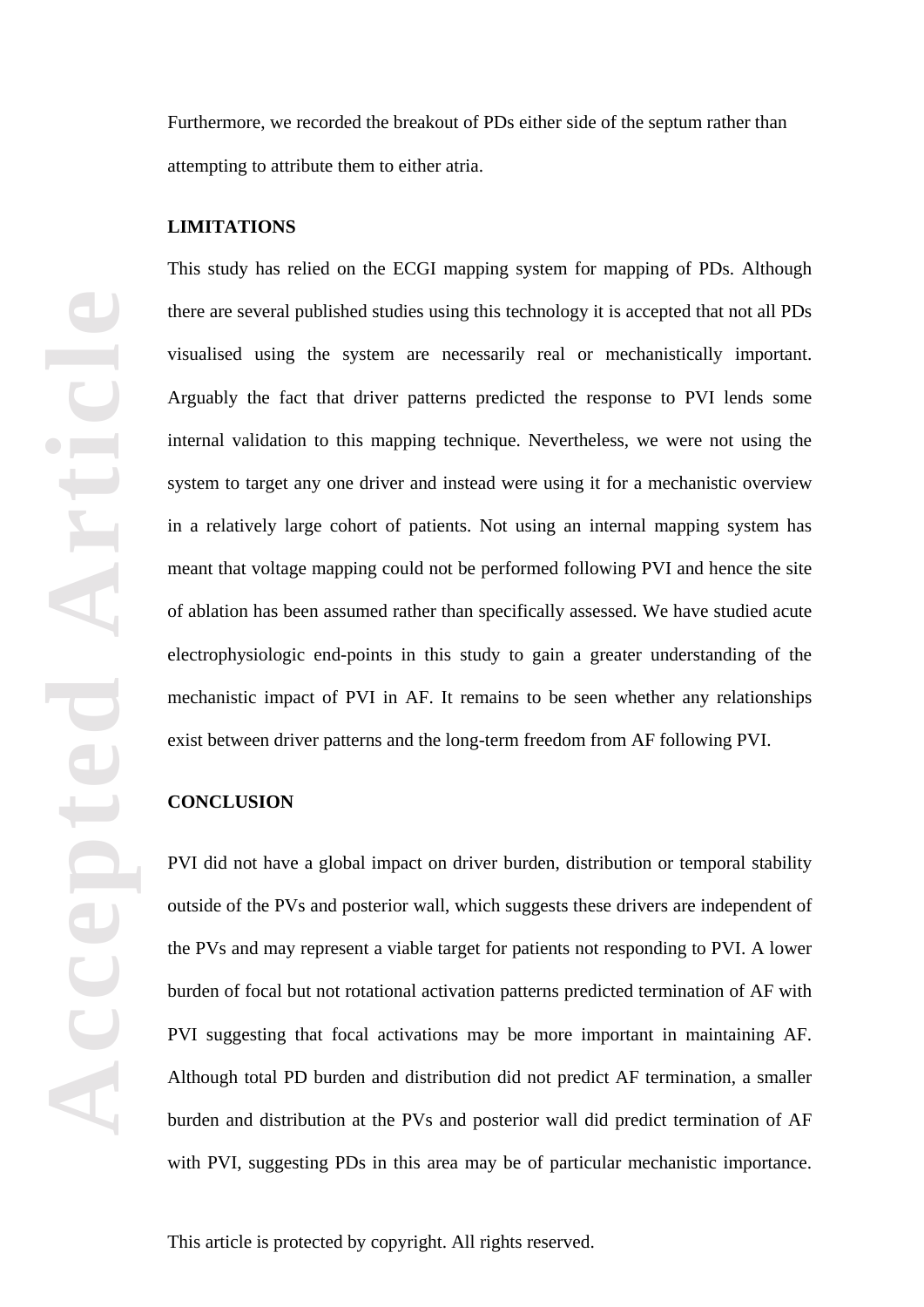Furthermore, we recorded the breakout of PDs either side of the septum rather than attempting to attribute them to either atria.

## LIMITATIONS

This study has relied on the ECGI mapping system for mapping of PDs. Although there are several published studies using this technology it is accepted that not all PDs visualised using the system are necessarily real or mechanistically important. Arguably the fact that driver patterns predicted the response to PVI lends some internal validation to this mapping technique. Nevertheless, we were not using the system to target any one driver and instead were using it for a mechanistic overview in a relatively large cohort of patients. Not using an internal mapping system has meant that voltage mapping could not be performed following PVI and hence the site of ablation has been assumed rather than specifically assessed. We have studied acute electrophysiologic end-points in this study to gain a greater understanding of the mechanistic impact of PVI in AF. It remains to be seen whether any relationships exist between driver patterns and the long-term freedom from AF following PVI.

## CONCLUSION

PVI did not have a global impact on driver burden, distribution or temporal stability outside of the PVs and posterior wall, which suggests these drivers are independent of the PVs and may represent a viable target for patients not responding to PVI. A lower burden of focal but not rotational activation patterns predicted termination of AF with PVI suggesting that focal activations may be more important in maintaining AF. Although total PD burden and distribution did not predict AF termination, a smaller burden and distribution at the PVs and posterior wall did predict termination of AF with PVI, suggesting PDs in this area may be of particular mechanistic importance.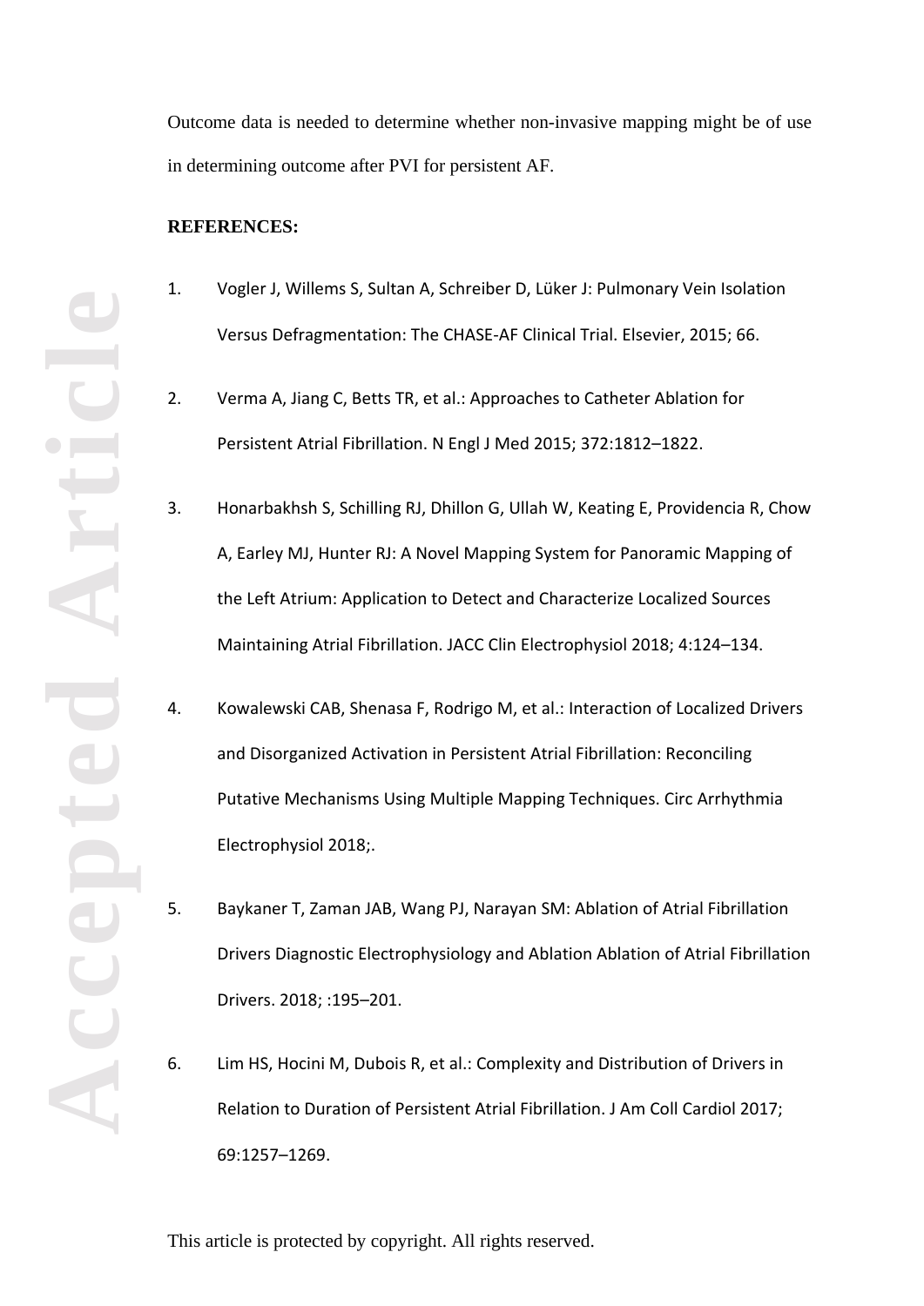Outcome data is needed to determine whether non-invasive mapping might be of use in determining outcome after PVI for persistent AF.

**REFERENCES:**

1. Vogler J, Willems S, Sultan A, Schreiber D, Lüker J: Pulmonary Vein Isolation Versus Defragmentation: The CHASE-AF Clinical Trial. Elsevier, 2015; 66.

2. Verma A, Jiang C, Betts TR, et al.: Approaches to Catheter Ablation for Persistent Atrial Fibrillation. N Engl J Med 2015; 372:1812–1822.

3. Honarbakhsh S, Schilling RJ, Dhillon G, Ullah W, Keating E, Providencia R, Chow A, Earley MJ, Hunter RJ: A Novel Mapping System for Panoramic Mapping of the Left Atrium: Application to Detect and Characterize Localized Sources Maintaining Atrial Fibrillation. JACC Clin Electrophysiol 2018; 4:124–134.

4. Kowalewski CAB, Shenasa F, Rodrigo M, et al.: Interaction of Localized Drivers and Disorganized Activation in Persistent Atrial Fibrillation: Reconciling Putative Mechanisms Using Multiple Mapping Techniques. Circ Arrhythmia Electrophysiol 2018;.

5. Baykaner T, Zaman JAB, Wang PJ, Narayan SM: Ablation of Atrial Fibrillation Drivers Diagnostic Electrophysiology and Ablation Ablation of Atrial Fibrillation Drivers. 2018; :195–201.

6. Lim HS, Hocini M, Dubois R, et al.: Complexity and Distribution of Drivers in Relation to Duration of Persistent Atrial Fibrillation. J Am Coll Cardiol 2017; 69:1257–1269.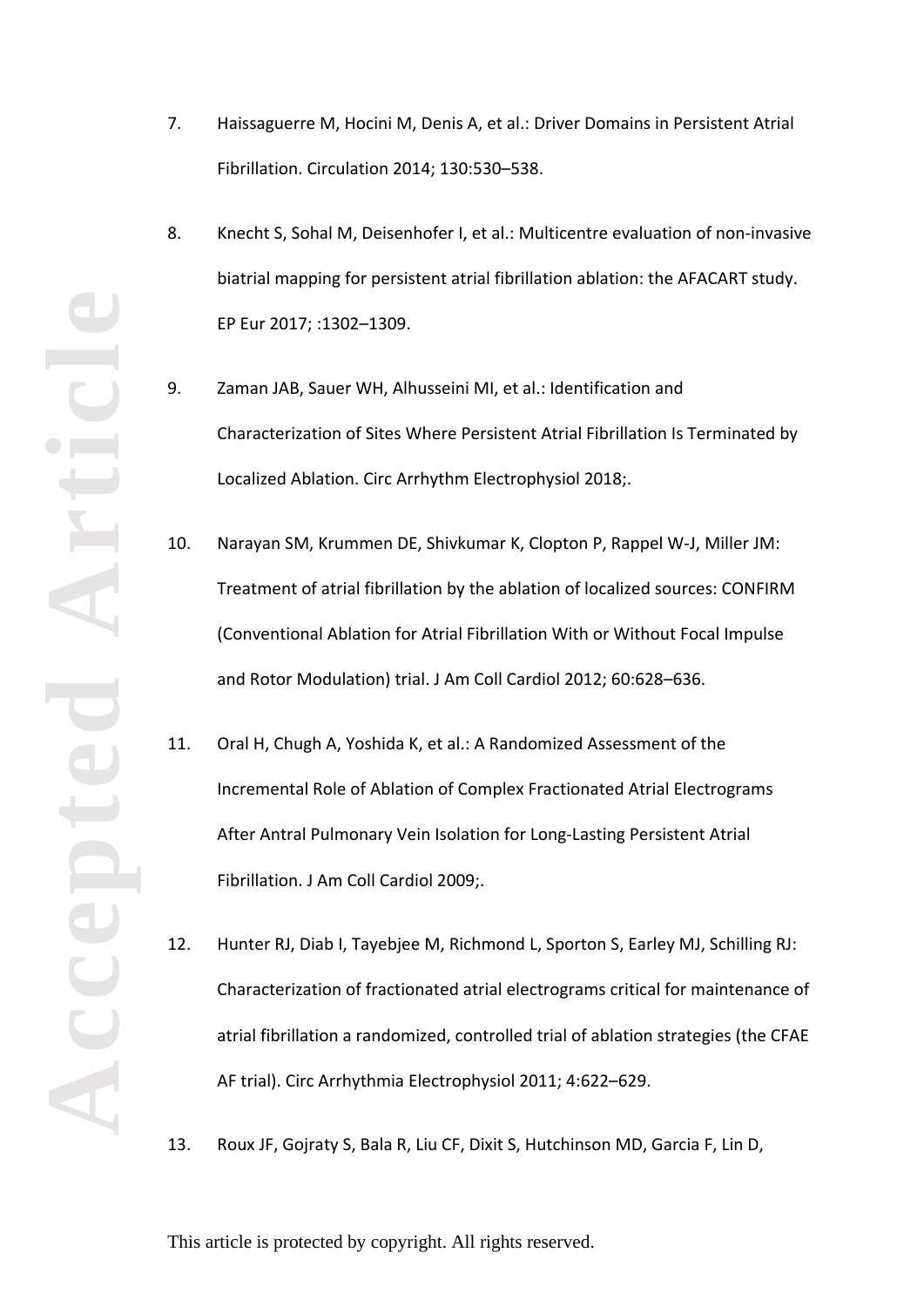7. Haissaguerre M, Hocini M, Denis A, et al.: Driver Domains in Persistent Atrial Fibrillation. Circulation 2014; 130:530–538.

8. Knecht S, Sohal M, Deisenhofer I, et al.: Multicentre evaluation of non-invasive biatrial mapping for persistent atrial fibrillation ablation: the AFACART study. EP Eur 2017; :1302–1309.

9. Zaman JAB, Sauer WH, Alhusseini MI, et al.: Identification and Characterization of Sites Where Persistent Atrial Fibrillation Is Terminated by Localized Ablation. Circ Arrhythm Electrophysiol 2018;.

10. Narayan SM, Krummen DE, Shivkumar K, Clopton P, Rappel W-J, Miller JM: Treatment of atrial fibrillation by the ablation of localized sources: CONFIRM (Conventional Ablation for Atrial Fibrillation With or Without Focal Impulse and Rotor Modulation) trial. J Am Coll Cardiol 2012; 60:628–636.

11. Oral H, Chugh A, Yoshida K, et al.: A Randomized Assessment of the Incremental Role of Ablation of Complex Fractionated Atrial Electrograms After Antral Pulmonary Vein Isolation for Long-Lasting Persistent Atrial Fibrillation. J Am Coll Cardiol 2009;.

12. Hunter RJ, Diab I, Tayebjee M, Richmond L, Sporton S, Earley MJ, Schilling RJ: Characterization of fractionated atrial electrograms critical for maintenance of atrial fibrillation a randomized, controlled trial of ablation strategies (the CFAE AF trial). Circ Arrhythmia Electrophysiol 2011; 4:622–629.

13. Roux JF, Gojraty S, Bala R, Liu CF, Dixit S, Hutchinson MD, Garcia F, Lin D,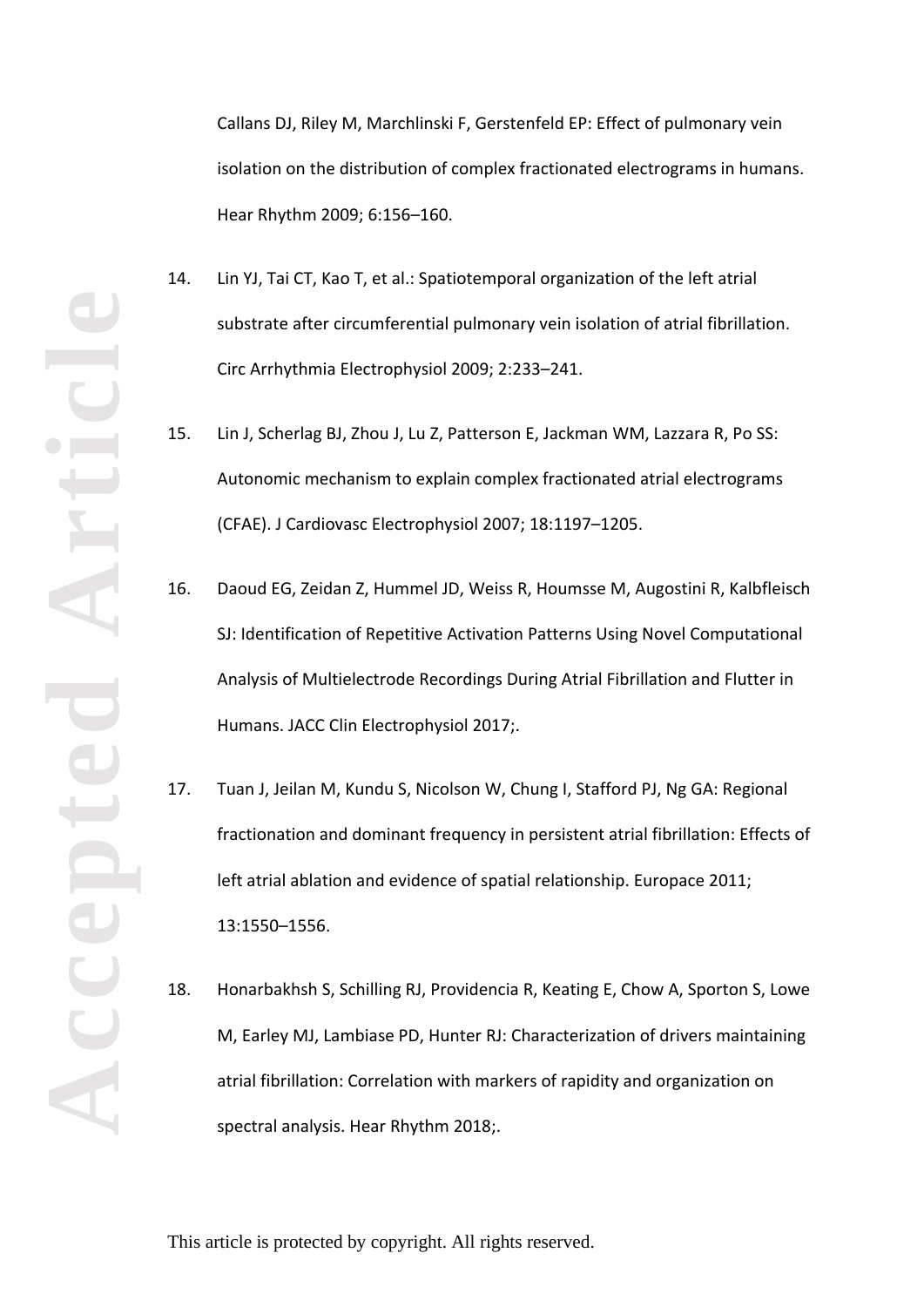Callans DJ, Riley M, Marchlinski F, Gerstenfeld EP: Effect of pulmonary vein isolation on the distribution of complex fractionated electrograms in humans. Hear Rhythm 2009; 6:156–160.

14. Lin YJ, Tai CT, Kao T, et al.: Spatiotemporal organization of the left atrial substrate after circumferential pulmonary vein isolation of atrial fibrillation. Circ Arrhythmia Electrophysiol 2009; 2:233–241.

15. Lin J, Scherlag BJ, Zhou J, Lu Z, Patterson E, Jackman WM, Lazzara R, Po SS: Autonomic mechanism to explain complex fractionated atrial electrograms (CFAE). J Cardiovasc Electrophysiol 2007; 18:1197–1205.

16. Daoud EG, Zeidan Z, Hummel JD, Weiss R, Houmsse M, Augostini R, Kalbfleisch SJ: Identification of Repetitive Activation Patterns Using Novel Computational Analysis of Multielectrode Recordings During Atrial Fibrillation and Flutter in Humans. JACC Clin Electrophysiol 2017;.

17. Tuan J, Jeilan M, Kundu S, Nicolson W, Chung I, Stafford PJ, Ng GA: Regional fractionation and dominant frequency in persistent atrial fibrillation: Effects of left atrial ablation and evidence of spatial relationship. Europace 2011; 13:1550–1556.

18. Honarbakhsh S, Schilling RJ, Providencia R, Keating E, Chow A, Sporton S, Lowe M, Earley MJ, Lambiase PD, Hunter RJ: Characterization of drivers maintaining atrial fibrillation: Correlation with markers of rapidity and organization on spectral analysis. Hear Rhythm 2018;.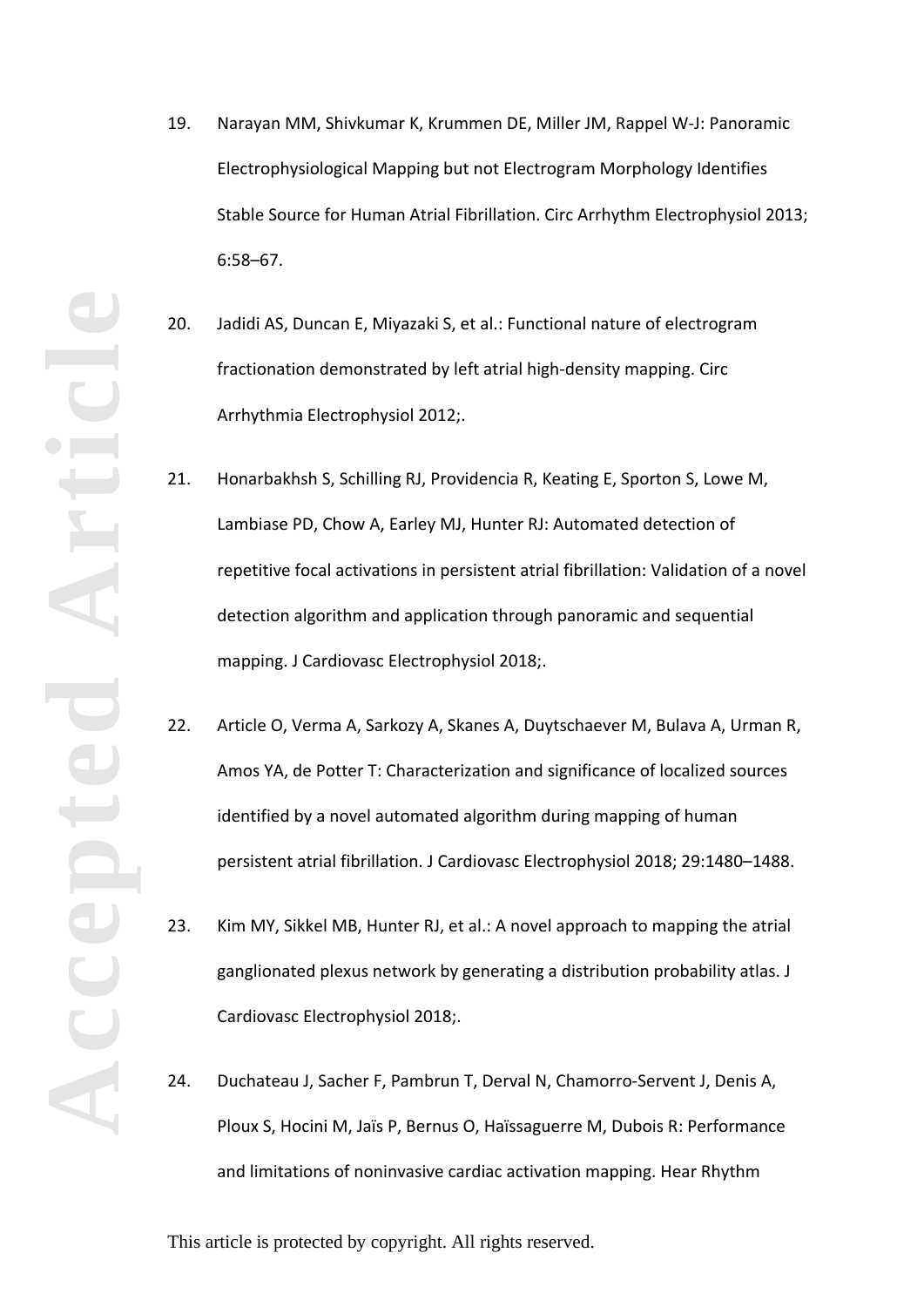19. Narayan MM, Shivkumar K, Krummen DE, Miller JM, Rappel W-J: Panoramic Electrophysiological Mapping but not Electrogram Morphology Identifies Stable Source for Human Atrial Fibrillation. Circ Arrhythm Electrophysiol 2013; 6:58–67.

20. Jadidi AS, Duncan E, Miyazaki S, et al.: Functional nature of electrogram fractionation demonstrated by left atrial high-density mapping. Circ Arrhythmia Electrophysiol 2012;.

21. Honarbakhsh S, Schilling RJ, Providencia R, Keating E, Sporton S, Lowe M, Lambiase PD, Chow A, Earley MJ, Hunter RJ: Automated detection of repetitive focal activations in persistent atrial fibrillation: Validation of a novel detection algorithm and application through panoramic and sequential mapping. J Cardiovasc Electrophysiol 2018;.

22. Article O, Verma A, Sarkozy A, Skanes A, Duytschaever M, Bulava A, Urman R, Amos YA, de Potter T: Characterization and significance of localized sources identified by a novel automated algorithm during mapping of human persistent atrial fibrillation. J Cardiovasc Electrophysiol 2018; 29:1480–1488.

23. Kim MY, Sikkel MB, Hunter RJ, et al.: A novel approach to mapping the atrial ganglionated plexus network by generating a distribution probability atlas. J Cardiovasc Electrophysiol 2018;.

24. Duchateau J, Sacher F, Pambrun T, Derval N, Chamorro-Servent J, Denis A, Ploux S, Hocini M, Jaïs P, Bernus O, Haïssaguerre M, Dubois R: Performance and limitations of noninvasive cardiac activation mapping. Hear Rhythm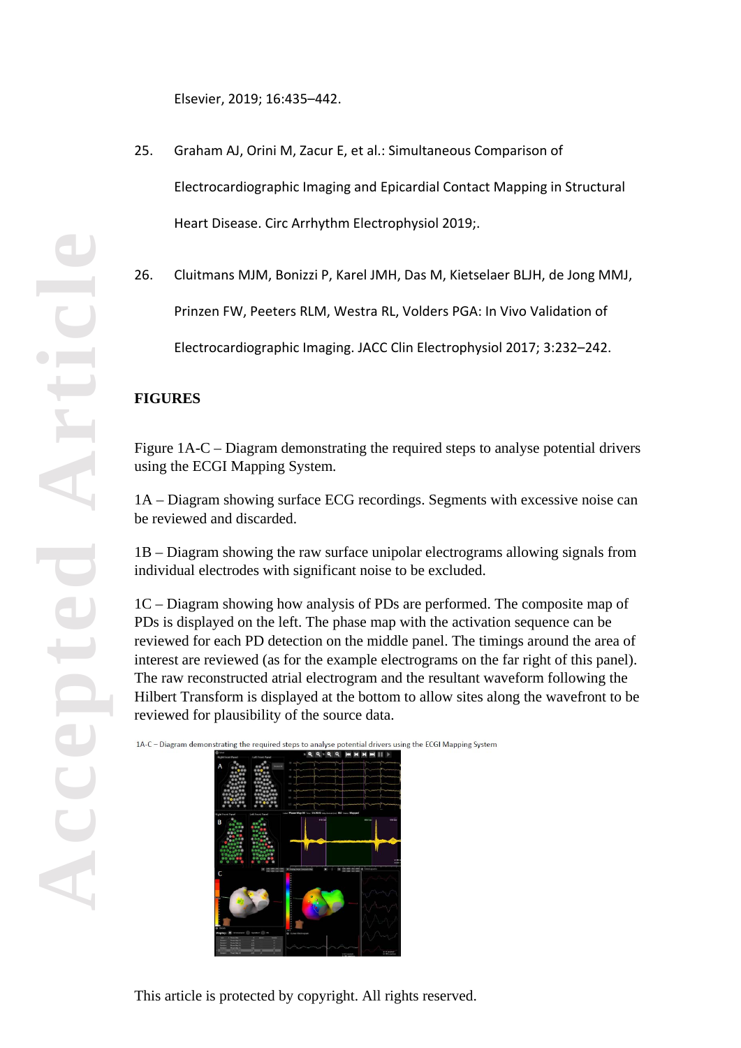Elsevier, 2019; 16:435–442.

25. Graham AJ, Orini M, Zacur E, et al.: Simultaneous Comparison of Electrocardiographic Imaging and Epicardial Contact Mapping in Structural Heart Disease. Circ Arrhythm Electrophysiol 2019;.

26. Cluitmans MJM, Bonizzi P, Karel JMH, Das M, Kietselaer BLJH, de Jong MMJ, Prinzen FW, Peeters RLM, Westra RL, Volders PGA: In Vivo Validation of Electrocardiographic Imaging. JACC Clin Electrophysiol 2017; 3:232–242.

## FIGURES

Figure 1A-C – Diagram demonstrating the required steps to analyse potential drivers using the ECGI Mapping System.

1A – Diagram showing surface ECG recordings. Segments with excessive noise can be reviewed and discarded.

1B – Diagram showing the raw surface unipolar electrograms allowing signals from individual electrodes with significant noise to be excluded.

1C – Diagram showing how analysis of PDs are performed. The composite map of PDs is displayed on the left. The phase map with the activation sequence can be reviewed for each PD detection on the middle panel. The timings around the area of interest are reviewed (as for the example electrograms on the far right of this panel). The raw reconstructed atrial electrogram and the resultant waveform following the Hilbert Transform is displayed at the bottom to allow sites along the wavefront to be reviewed for plausibility of the source data.

1A-C – Diagram demonstrating the required steps to analyse potential drivers using the ECGI Mapping System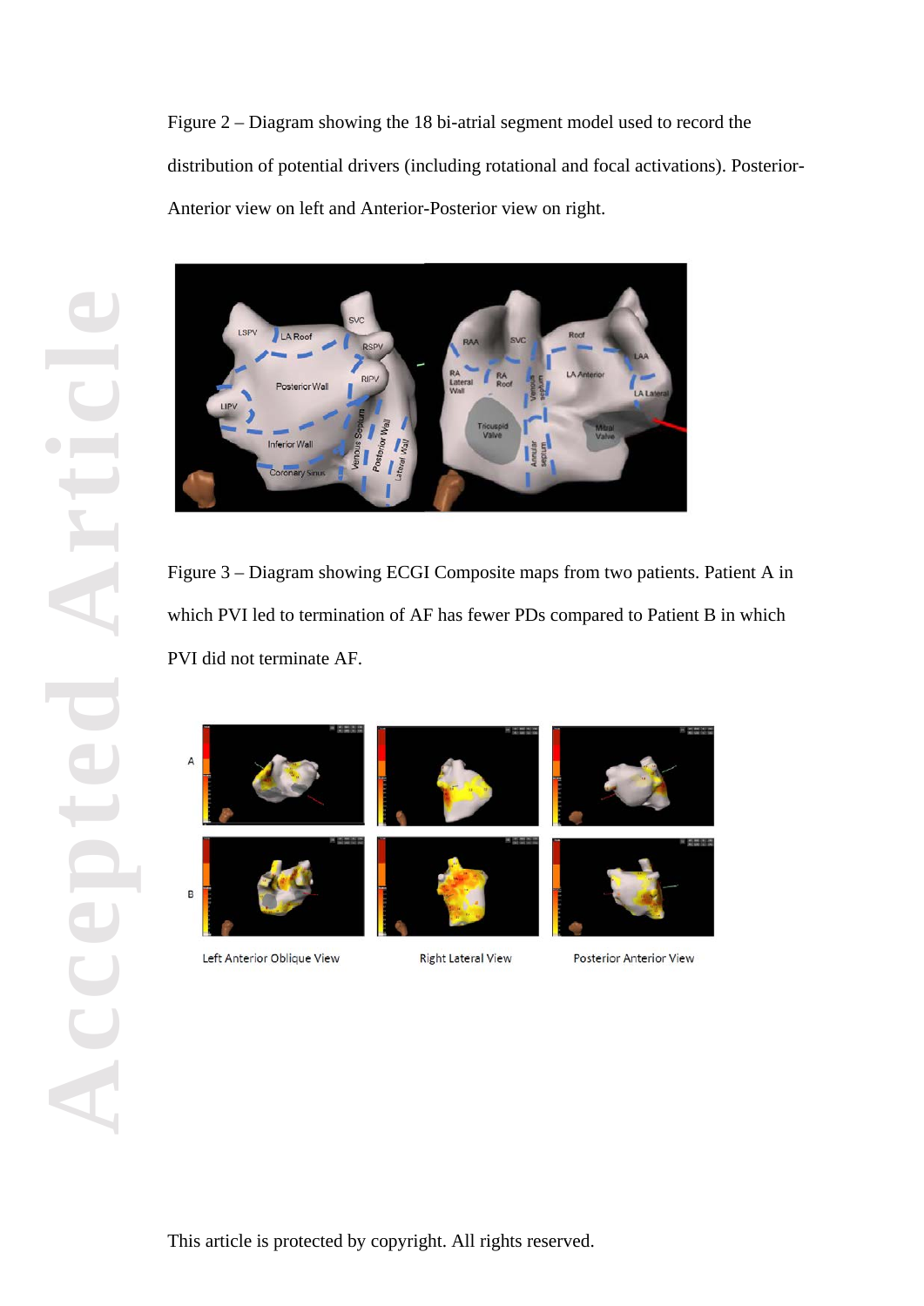Figure 2 – Diagram showing the 18 bi-atrial segment model used to record the distribution of potential drivers (including rotational and focal activations). Posterior-Anterior view on left and Anterior-Posterior view on right.

Figure 3 – Diagram showing ECGI Composite maps from two patients. Patient A in which PVI led to termination of AF has fewer PDs compared to Patient B in which PVI did not terminate AF.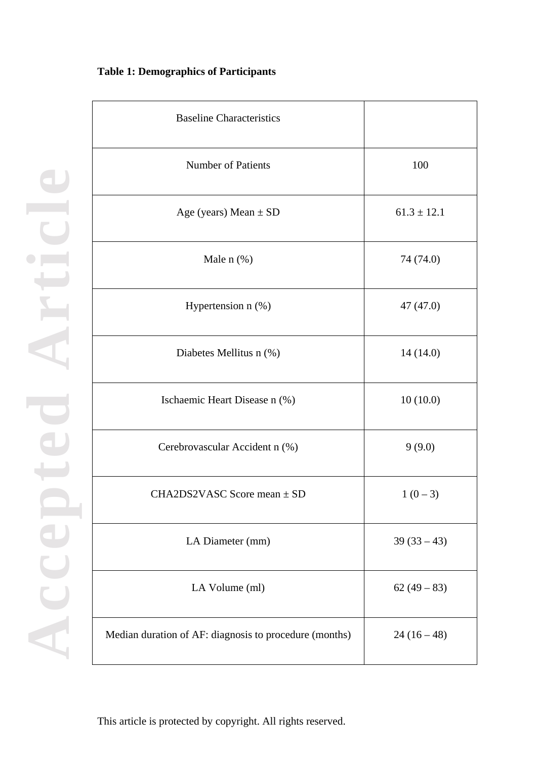**Table 1: Demographics of Participants**

| Baseline Characteristics | |
|---|---|
| Number of Patients | 100 |
| Age (years) Mean ± SD | 61.3 ± 12.1 |
| Male n (%) | 74 (74.0) |
| Hypertension n (%) | 47 (47.0) |
| Diabetes Mellitus n (%) | 14 (14.0) |
| Ischaemic Heart Disease n (%) | 10 (10.0) |
| Cerebrovascular Accident n (%) | 9 (9.0) |
| CHA2DS2VASC Score mean ± SD | 1 (0 – 3) |
| LA Diameter (mm) | 39 (33 – 43) |
| LA Volume (ml) | 62 (49 – 83) |
| Median duration of AF: diagnosis to procedure (months) | 24 (16 – 48) |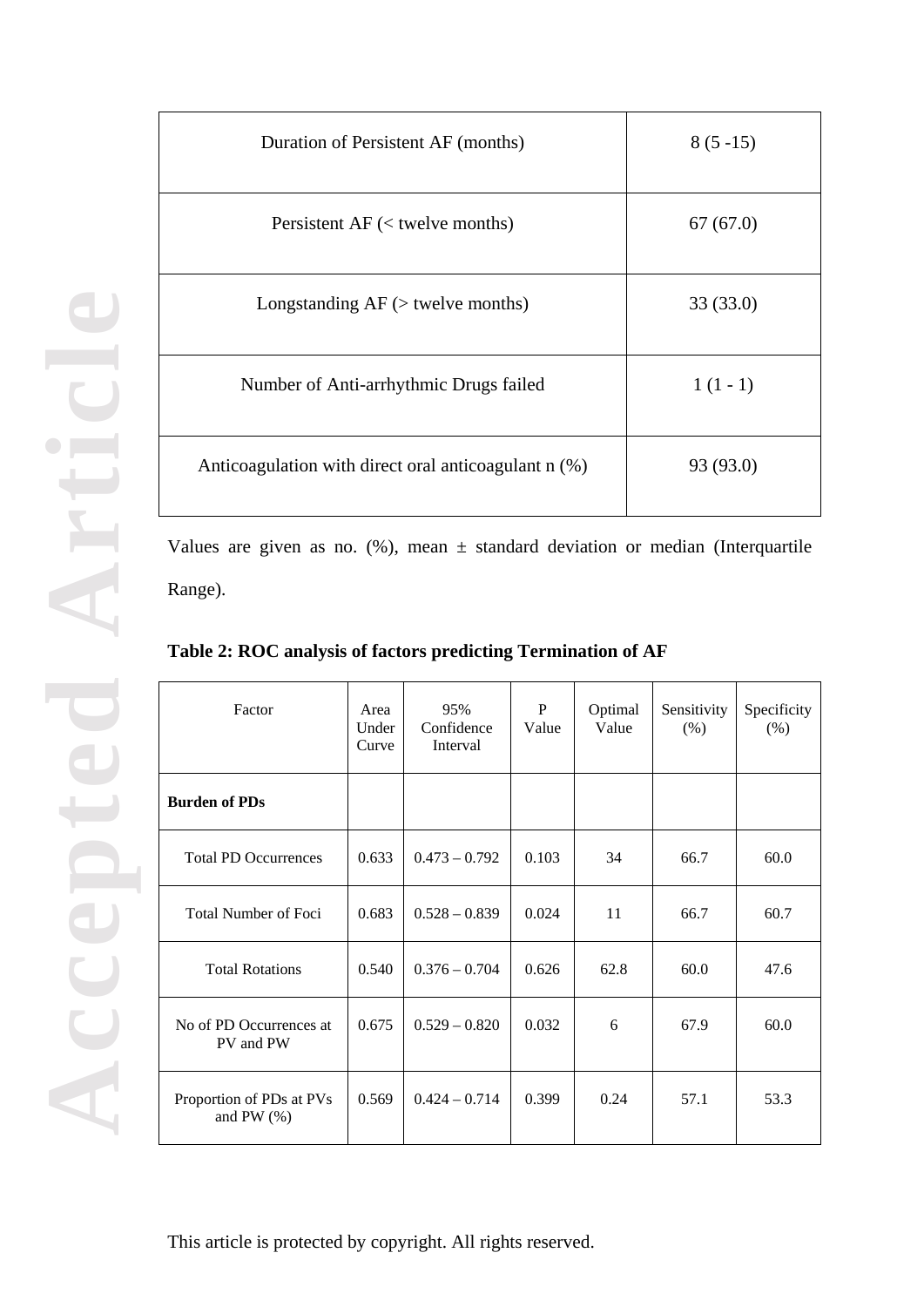| Duration of Persistent AF (months) | 8 (5 -15) |
|---|---|
| Persistent AF (< twelve months) | 67 (67.0) |
| Longstanding AF (> twelve months) | 33 (33.0) |
| Number of Anti-arrhythmic Drugs failed | 1 (1 - 1) |
| Anticoagulation with direct oral anticoagulant n (%) | 93 (93.0) |

Values are given as no. (%), mean ± standard deviation or median (Interquartile Range).

**Table 2: ROC analysis of factors predicting Termination of AF**

| Factor | Area Under Curve | 95% Confidence Interval | P Value | Optimal Value | Sensitivity (%) | Specificity (%) |
|---|---|---|---|---|---|---|
| **Burden of PDs** | | | | | | |
| Total PD Occurrences | 0.633 | 0.473 – 0.792 | 0.103 | 34 | 66.7 | 60.0 |
| Total Number of Foci | 0.683 | 0.528 – 0.839 | 0.024 | 11 | 66.7 | 60.7 |
| Total Rotations | 0.540 | 0.376 – 0.704 | 0.626 | 62.8 | 60.0 | 47.6 |
| No of PD Occurrences at PV and PW | 0.675 | 0.529 – 0.820 | 0.032 | 6 | 67.9 | 60.0 |
| Proportion of PDs at PVs and PW (%) | 0.569 | 0.424 – 0.714 | 0.399 | 0.24 | 57.1 | 53.3 |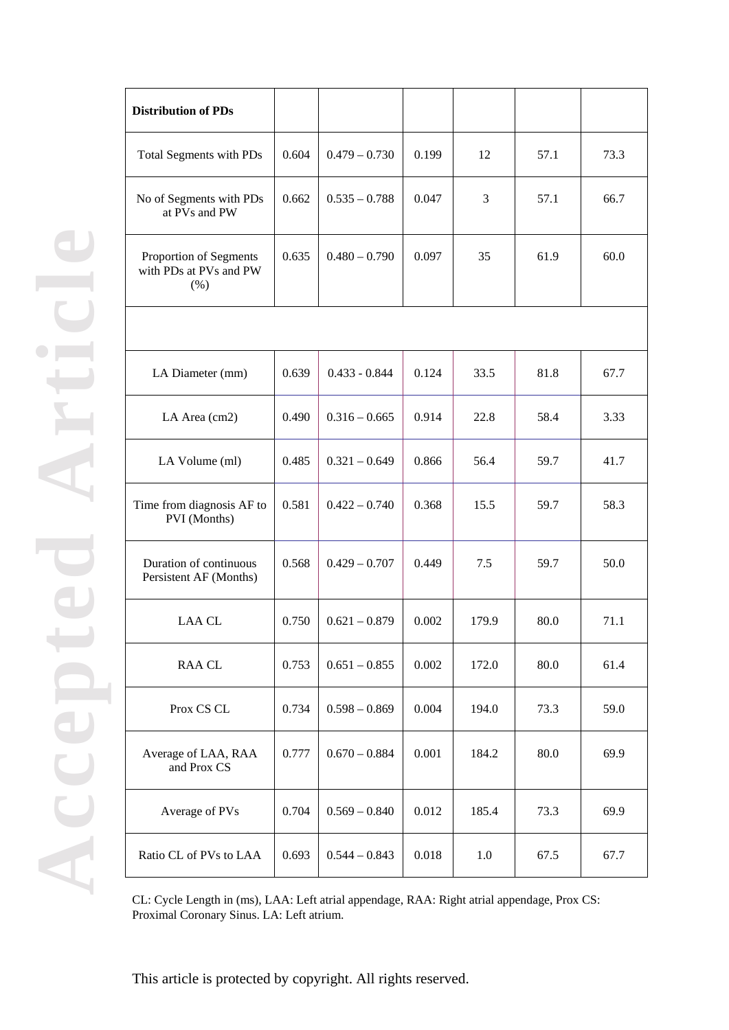| | | | | | | |
|---|---|---|---|---|---|---|
| **Distribution of PDs** | | | | | | |
| Total Segments with PDs | 0.604 | 0.479 – 0.730 | 0.199 | 12 | 57.1 | 73.3 |
| No of Segments with PDs at PVs and PW | 0.662 | 0.535 – 0.788 | 0.047 | 3 | 57.1 | 66.7 |
| Proportion of Segments with PDs at PVs and PW (%) | 0.635 | 0.480 – 0.790 | 0.097 | 35 | 61.9 | 60.0 |
| | | | | | | |
| LA Diameter (mm) | 0.639 | 0.433 - 0.844 | 0.124 | 33.5 | 81.8 | 67.7 |
| LA Area (cm2) | 0.490 | 0.316 – 0.665 | 0.914 | 22.8 | 58.4 | 3.33 |
| LA Volume (ml) | 0.485 | 0.321 – 0.649 | 0.866 | 56.4 | 59.7 | 41.7 |
| Time from diagnosis AF to PVI (Months) | 0.581 | 0.422 – 0.740 | 0.368 | 15.5 | 59.7 | 58.3 |
| Duration of continuous Persistent AF (Months) | 0.568 | 0.429 – 0.707 | 0.449 | 7.5 | 59.7 | 50.0 |
| LAA CL | 0.750 | 0.621 – 0.879 | 0.002 | 179.9 | 80.0 | 71.1 |
| RAA CL | 0.753 | 0.651 – 0.855 | 0.002 | 172.0 | 80.0 | 61.4 |
| Prox CS CL | 0.734 | 0.598 – 0.869 | 0.004 | 194.0 | 73.3 | 59.0 |
| Average of LAA, RAA and Prox CS | 0.777 | 0.670 – 0.884 | 0.001 | 184.2 | 80.0 | 69.9 |
| Average of PVs | 0.704 | 0.569 – 0.840 | 0.012 | 185.4 | 73.3 | 69.9 |
| Ratio CL of PVs to LAA | 0.693 | 0.544 – 0.843 | 0.018 | 1.0 | 67.5 | 67.7 |

CL: Cycle Length in (ms), LAA: Left atrial appendage, RAA: Right atrial appendage, Prox CS: Proximal Coronary Sinus. LA: Left atrium.